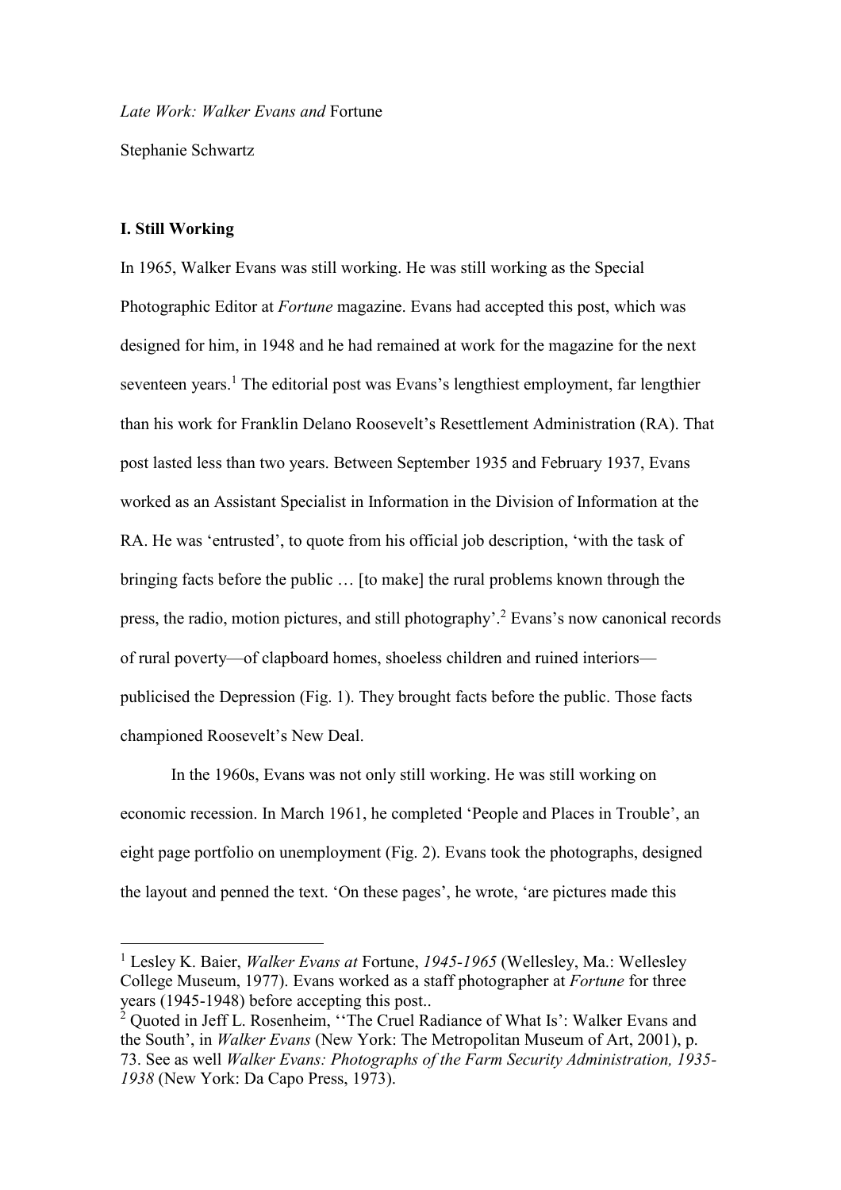*Late Work: Walker Evans and* Fortune

Stephanie Schwartz

## I. Still Working

In 1965, Walker Evans was still working. He was still working as the Special Photographic Editor at *Fortune* magazine. Evans had accepted this post, which was designed for him, in 1948 and he had remained at work for the magazine for the next seventeen years.[1] The editorial post was Evans's lengthiest employment, far lengthier than his work for Franklin Delano Roosevelt's Resettlement Administration (RA). That post lasted less than two years. Between September 1935 and February 1937, Evans worked as an Assistant Specialist in Information in the Division of Information at the RA. He was 'entrusted', to quote from his official job description, 'with the task of bringing facts before the public … [to make] the rural problems known through the press, the radio, motion pictures, and still photography'.[2] Evans's now canonical records of rural poverty—of clapboard homes, shoeless children and ruined interiors—publicised the Depression (Fig. 1). They brought facts before the public. Those facts championed Roosevelt's New Deal.

In the 1960s, Evans was not only still working. He was still working on economic recession. In March 1961, he completed 'People and Places in Trouble', an eight page portfolio on unemployment (Fig. 2). Evans took the photographs, designed the layout and penned the text. 'On these pages', he wrote, 'are pictures made this

---

[1] Lesley K. Baier, *Walker Evans at* Fortune, *1945-1965* (Wellesley, Ma.: Wellesley College Museum, 1977). Evans worked as a staff photographer at *Fortune* for three years (1945-1948) before accepting this post..

[2] Quoted in Jeff L. Rosenheim, ''The Cruel Radiance of What Is': Walker Evans and the South', in *Walker Evans* (New York: The Metropolitan Museum of Art, 2001), p. 73. See as well *Walker Evans: Photographs of the Farm Security Administration, 1935-1938* (New York: Da Capo Press, 1973).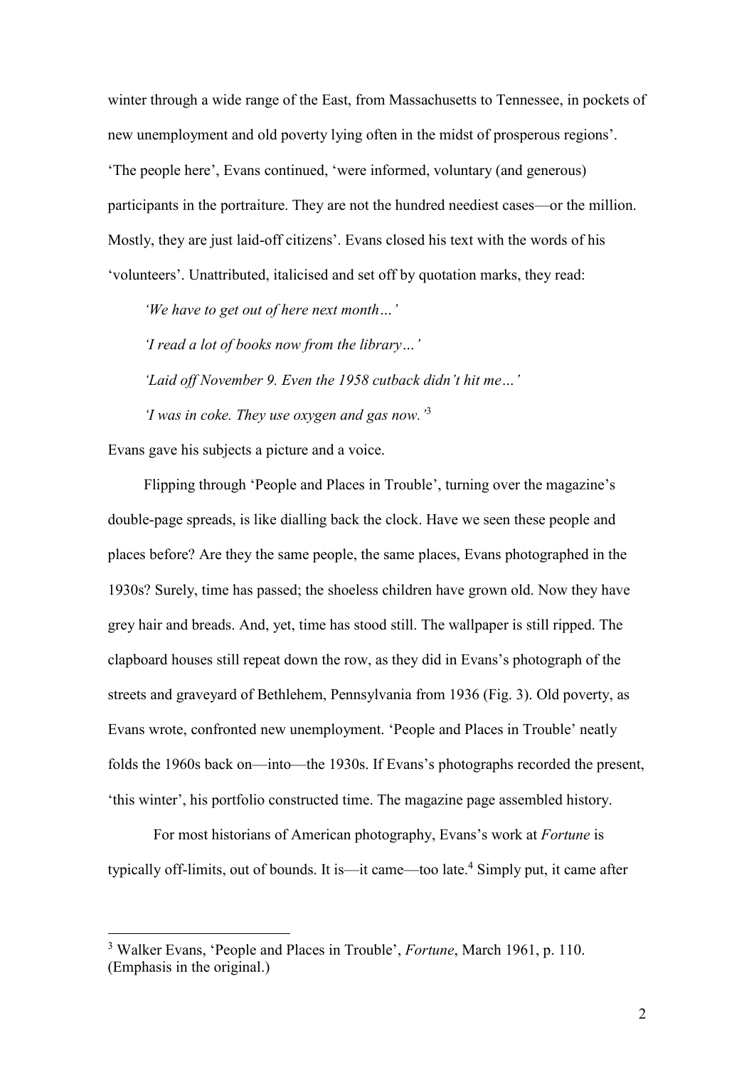winter through a wide range of the East, from Massachusetts to Tennessee, in pockets of new unemployment and old poverty lying often in the midst of prosperous regions'. 'The people here', Evans continued, 'were informed, voluntary (and generous) participants in the portraiture. They are not the hundred neediest cases—or the million. Mostly, they are just laid-off citizens'. Evans closed his text with the words of his 'volunteers'. Unattributed, italicised and set off by quotation marks, they read:

> *'We have to get out of here next month…'*
>
> *'I read a lot of books now from the library…'*
>
> *'Laid off November 9. Even the 1958 cutback didn't hit me…'*
>
> *'I was in coke. They use oxygen and gas now.'*[3]

Evans gave his subjects a picture and a voice.

Flipping through 'People and Places in Trouble', turning over the magazine's double-page spreads, is like dialling back the clock. Have we seen these people and places before? Are they the same people, the same places, Evans photographed in the 1930s? Surely, time has passed; the shoeless children have grown old. Now they have grey hair and breads. And, yet, time has stood still. The wallpaper is still ripped. The clapboard houses still repeat down the row, as they did in Evans's photograph of the streets and graveyard of Bethlehem, Pennsylvania from 1936 (Fig. 3). Old poverty, as Evans wrote, confronted new unemployment. 'People and Places in Trouble' neatly folds the 1960s back on—into—the 1930s. If Evans's photographs recorded the present, 'this winter', his portfolio constructed time. The magazine page assembled history.

For most historians of American photography, Evans's work at *Fortune* is typically off-limits, out of bounds. It is—it came—too late.[4] Simply put, it came after

---

[3] Walker Evans, 'People and Places in Trouble', *Fortune*, March 1961, p. 110. (Emphasis in the original.)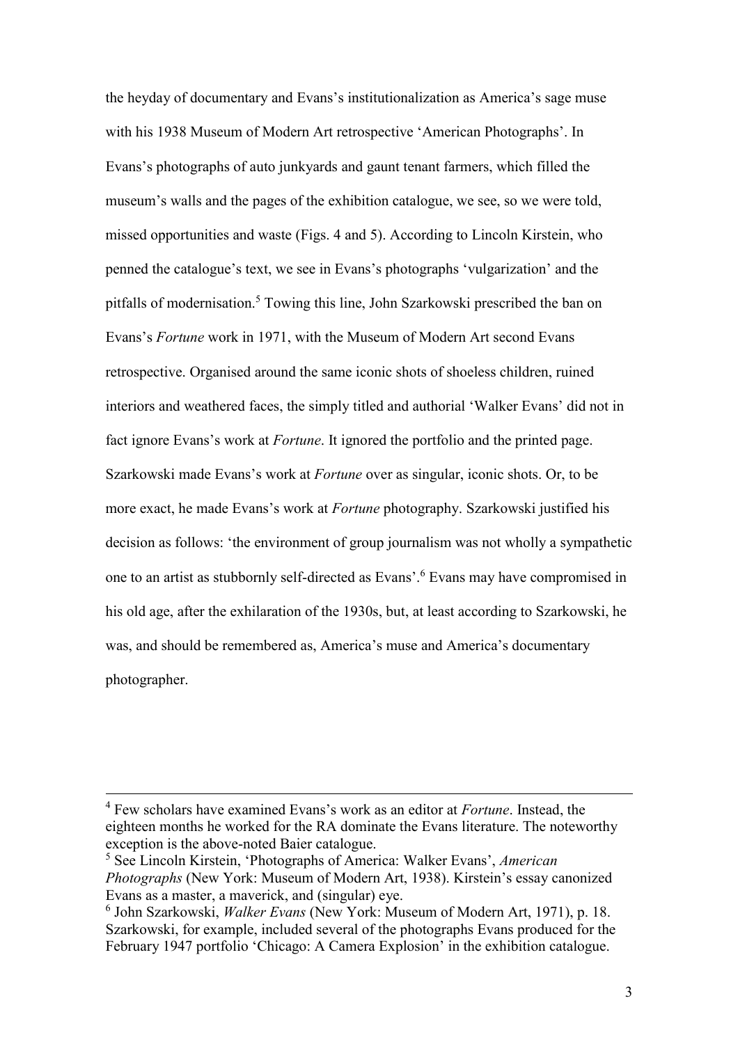the heyday of documentary and Evans's institutionalization as America's sage muse with his 1938 Museum of Modern Art retrospective 'American Photographs'. In Evans's photographs of auto junkyards and gaunt tenant farmers, which filled the museum's walls and the pages of the exhibition catalogue, we see, so we were told, missed opportunities and waste (Figs. 4 and 5). According to Lincoln Kirstein, who penned the catalogue's text, we see in Evans's photographs 'vulgarization' and the pitfalls of modernisation.[5] Towing this line, John Szarkowski prescribed the ban on Evans's *Fortune* work in 1971, with the Museum of Modern Art second Evans retrospective. Organised around the same iconic shots of shoeless children, ruined interiors and weathered faces, the simply titled and authorial 'Walker Evans' did not in fact ignore Evans's work at *Fortune*. It ignored the portfolio and the printed page. Szarkowski made Evans's work at *Fortune* over as singular, iconic shots. Or, to be more exact, he made Evans's work at *Fortune* photography. Szarkowski justified his decision as follows: 'the environment of group journalism was not wholly a sympathetic one to an artist as stubbornly self-directed as Evans'.[6] Evans may have compromised in his old age, after the exhilaration of the 1930s, but, at least according to Szarkowski, he was, and should be remembered as, America's muse and America's documentary photographer.

---

[4] Few scholars have examined Evans's work as an editor at *Fortune*. Instead, the eighteen months he worked for the RA dominate the Evans literature. The noteworthy exception is the above-noted Baier catalogue.

[5] See Lincoln Kirstein, 'Photographs of America: Walker Evans', *American Photographs* (New York: Museum of Modern Art, 1938). Kirstein's essay canonized Evans as a master, a maverick, and (singular) eye.

[6] John Szarkowski, *Walker Evans* (New York: Museum of Modern Art, 1971), p. 18. Szarkowski, for example, included several of the photographs Evans produced for the February 1947 portfolio 'Chicago: A Camera Explosion' in the exhibition catalogue.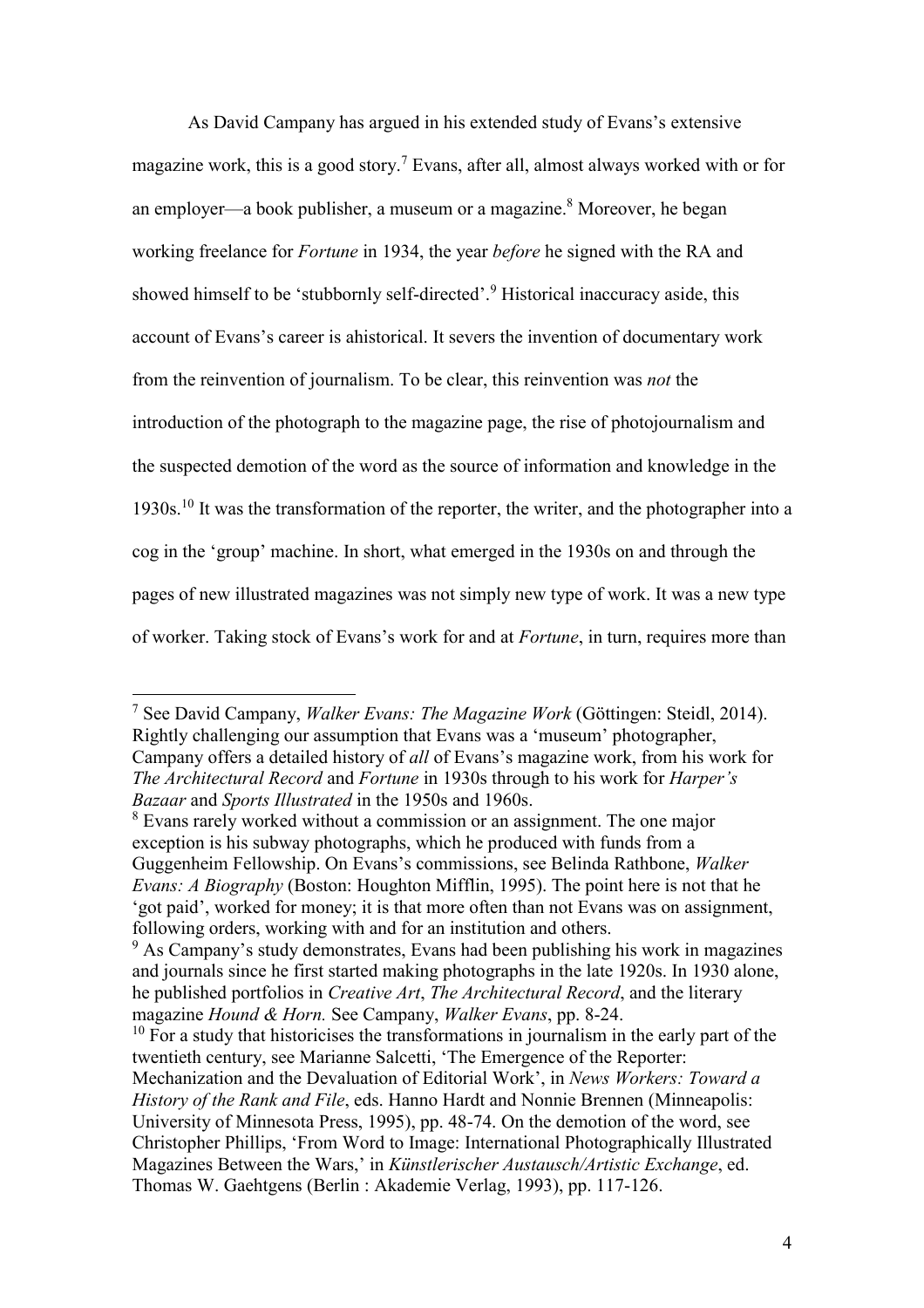As David Campany has argued in his extended study of Evans's extensive magazine work, this is a good story.[7] Evans, after all, almost always worked with or for an employer—a book publisher, a museum or a magazine.[8] Moreover, he began working freelance for *Fortune* in 1934, the year *before* he signed with the RA and showed himself to be 'stubbornly self-directed'.[9] Historical inaccuracy aside, this account of Evans's career is ahistorical. It severs the invention of documentary work from the reinvention of journalism. To be clear, this reinvention was *not* the introduction of the photograph to the magazine page, the rise of photojournalism and the suspected demotion of the word as the source of information and knowledge in the 1930s.[10] It was the transformation of the reporter, the writer, and the photographer into a cog in the 'group' machine. In short, what emerged in the 1930s on and through the pages of new illustrated magazines was not simply new type of work. It was a new type of worker. Taking stock of Evans's work for and at *Fortune*, in turn, requires more than

---

[7] See David Campany, *Walker Evans: The Magazine Work* (Göttingen: Steidl, 2014). Rightly challenging our assumption that Evans was a 'museum' photographer, Campany offers a detailed history of *all* of Evans's magazine work, from his work for *The Architectural Record* and *Fortune* in 1930s through to his work for *Harper's Bazaar* and *Sports Illustrated* in the 1950s and 1960s.

[8] Evans rarely worked without a commission or an assignment. The one major exception is his subway photographs, which he produced with funds from a Guggenheim Fellowship. On Evans's commissions, see Belinda Rathbone, *Walker Evans: A Biography* (Boston: Houghton Mifflin, 1995). The point here is not that he 'got paid', worked for money; it is that more often than not Evans was on assignment, following orders, working with and for an institution and others.

[9] As Campany's study demonstrates, Evans had been publishing his work in magazines and journals since he first started making photographs in the late 1920s. In 1930 alone, he published portfolios in *Creative Art*, *The Architectural Record*, and the literary magazine *Hound & Horn.* See Campany, *Walker Evans*, pp. 8-24.

[10] For a study that historicises the transformations in journalism in the early part of the twentieth century, see Marianne Salcetti, 'The Emergence of the Reporter: Mechanization and the Devaluation of Editorial Work', in *News Workers: Toward a History of the Rank and File*, eds. Hanno Hardt and Nonnie Brennen (Minneapolis: University of Minnesota Press, 1995), pp. 48-74. On the demotion of the word, see Christopher Phillips, 'From Word to Image: International Photographically Illustrated Magazines Between the Wars,' in *Künstlerischer Austausch/Artistic Exchange*, ed. Thomas W. Gaehtgens (Berlin : Akademie Verlag, 1993), pp. 117-126.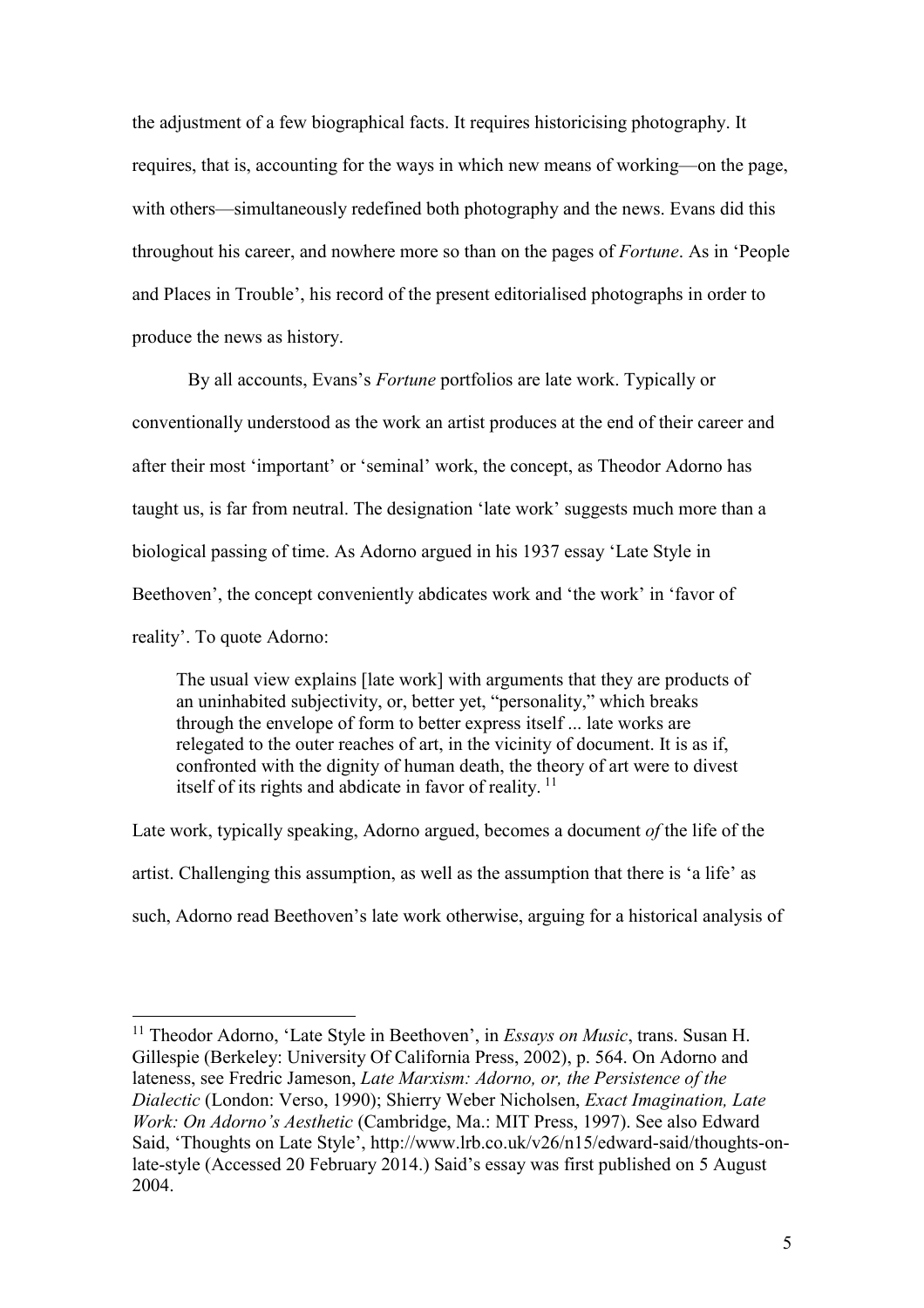the adjustment of a few biographical facts. It requires historicising photography. It requires, that is, accounting for the ways in which new means of working—on the page, with others—simultaneously redefined both photography and the news. Evans did this throughout his career, and nowhere more so than on the pages of *Fortune*. As in 'People and Places in Trouble', his record of the present editorialised photographs in order to produce the news as history.

By all accounts, Evans's *Fortune* portfolios are late work. Typically or conventionally understood as the work an artist produces at the end of their career and after their most 'important' or 'seminal' work, the concept, as Theodor Adorno has taught us, is far from neutral. The designation 'late work' suggests much more than a biological passing of time. As Adorno argued in his 1937 essay 'Late Style in Beethoven', the concept conveniently abdicates work and 'the work' in 'favor of reality'. To quote Adorno:

> The usual view explains [late work] with arguments that they are products of an uninhabited subjectivity, or, better yet, "personality," which breaks through the envelope of form to better express itself ... late works are relegated to the outer reaches of art, in the vicinity of document. It is as if, confronted with the dignity of human death, the theory of art were to divest itself of its rights and abdicate in favor of reality. [11]

Late work, typically speaking, Adorno argued, becomes a document *of* the life of the artist. Challenging this assumption, as well as the assumption that there is 'a life' as such, Adorno read Beethoven's late work otherwise, arguing for a historical analysis of

---

[11] Theodor Adorno, 'Late Style in Beethoven', in *Essays on Music*, trans. Susan H. Gillespie (Berkeley: University Of California Press, 2002), p. 564. On Adorno and lateness, see Fredric Jameson, *Late Marxism: Adorno, or, the Persistence of the Dialectic* (London: Verso, 1990); Shierry Weber Nicholsen, *Exact Imagination, Late Work: On Adorno's Aesthetic* (Cambridge, Ma.: MIT Press, 1997). See also Edward Said, 'Thoughts on Late Style', http://www.lrb.co.uk/v26/n15/edward-said/thoughts-on-late-style (Accessed 20 February 2014.) Said's essay was first published on 5 August 2004.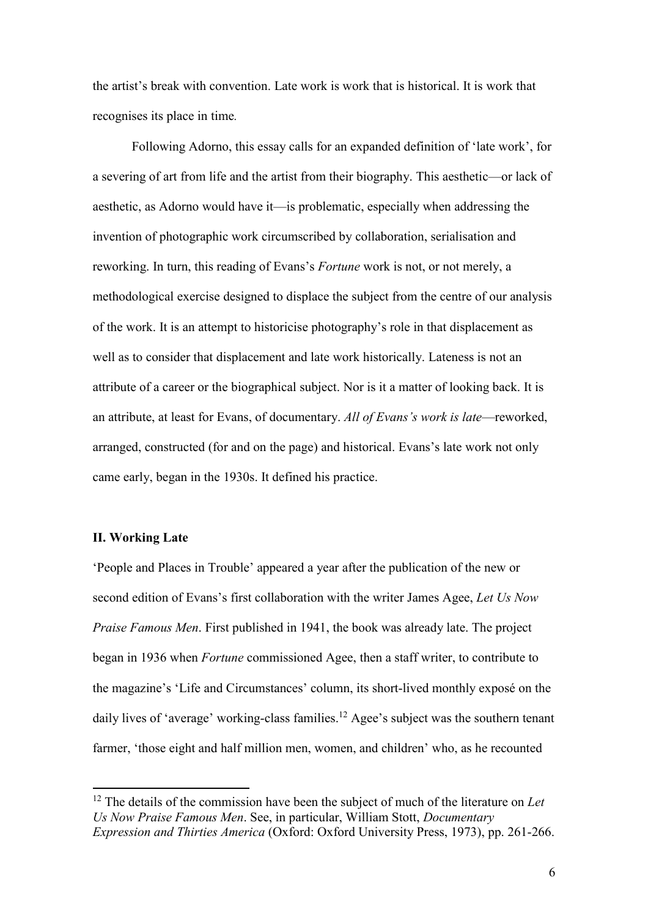the artist's break with convention. Late work is work that is historical. It is work that recognises its place in time*.*

Following Adorno, this essay calls for an expanded definition of 'late work', for a severing of art from life and the artist from their biography. This aesthetic—or lack of aesthetic, as Adorno would have it—is problematic, especially when addressing the invention of photographic work circumscribed by collaboration, serialisation and reworking. In turn, this reading of Evans's *Fortune* work is not, or not merely, a methodological exercise designed to displace the subject from the centre of our analysis of the work. It is an attempt to historicise photography's role in that displacement as well as to consider that displacement and late work historically. Lateness is not an attribute of a career or the biographical subject. Nor is it a matter of looking back. It is an attribute, at least for Evans, of documentary. *All of Evans's work is late*—reworked, arranged, constructed (for and on the page) and historical. Evans's late work not only came early, began in the 1930s. It defined his practice.

## II. Working Late

'People and Places in Trouble' appeared a year after the publication of the new or second edition of Evans's first collaboration with the writer James Agee, *Let Us Now Praise Famous Men*. First published in 1941, the book was already late. The project began in 1936 when *Fortune* commissioned Agee, then a staff writer, to contribute to the magazine's 'Life and Circumstances' column, its short-lived monthly exposé on the daily lives of 'average' working-class families.[12] Agee's subject was the southern tenant farmer, 'those eight and half million men, women, and children' who, as he recounted

[12] The details of the commission have been the subject of much of the literature on *Let Us Now Praise Famous Men*. See, in particular, William Stott, *Documentary Expression and Thirties America* (Oxford: Oxford University Press, 1973), pp. 261-266.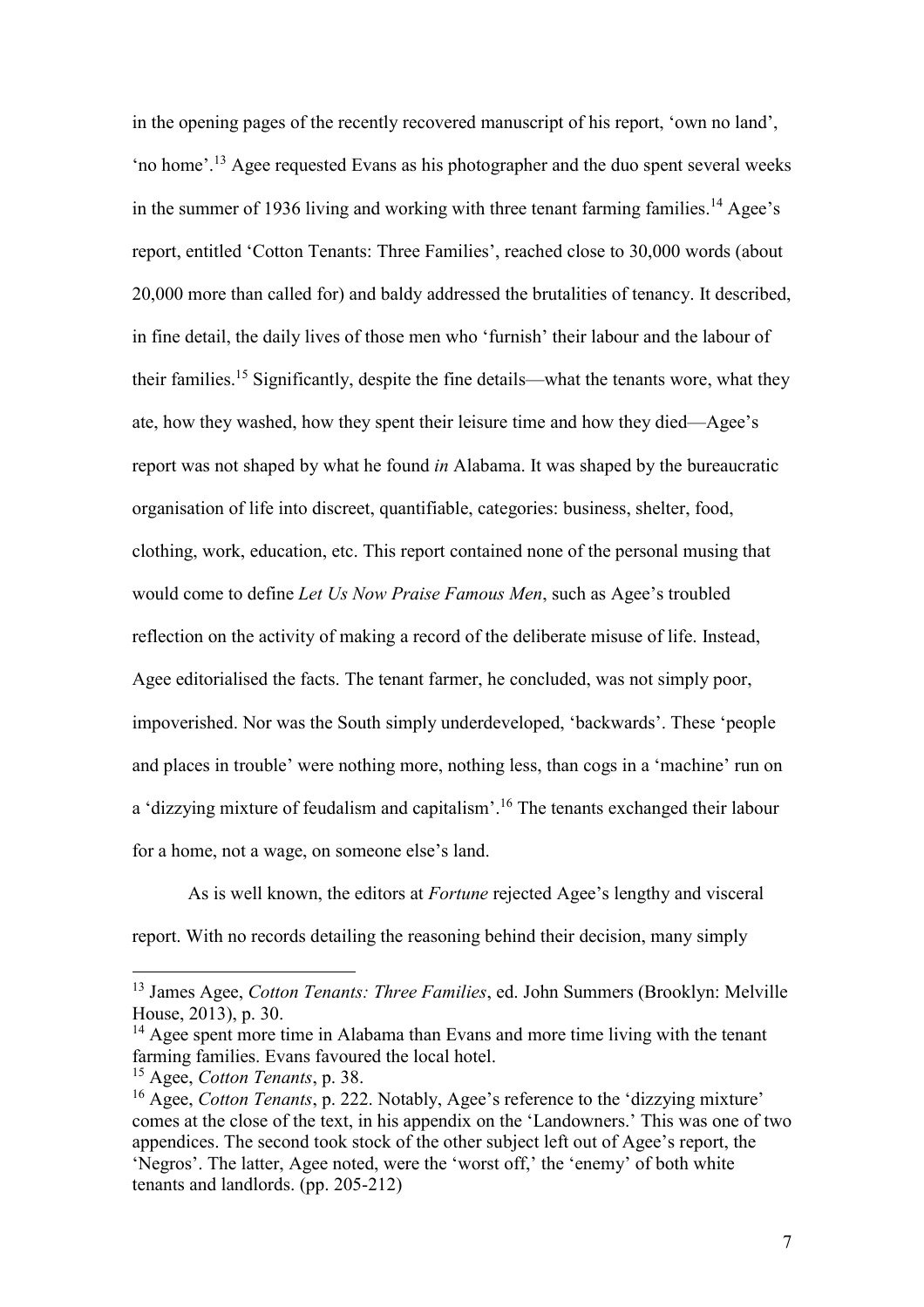in the opening pages of the recently recovered manuscript of his report, 'own no land', 'no home'.[13] Agee requested Evans as his photographer and the duo spent several weeks in the summer of 1936 living and working with three tenant farming families.[14] Agee's report, entitled 'Cotton Tenants: Three Families', reached close to 30,000 words (about 20,000 more than called for) and baldy addressed the brutalities of tenancy. It described, in fine detail, the daily lives of those men who 'furnish' their labour and the labour of their families.[15] Significantly, despite the fine details—what the tenants wore, what they ate, how they washed, how they spent their leisure time and how they died—Agee's report was not shaped by what he found *in* Alabama. It was shaped by the bureaucratic organisation of life into discreet, quantifiable, categories: business, shelter, food, clothing, work, education, etc. This report contained none of the personal musing that would come to define *Let Us Now Praise Famous Men*, such as Agee's troubled reflection on the activity of making a record of the deliberate misuse of life. Instead, Agee editorialised the facts. The tenant farmer, he concluded, was not simply poor, impoverished. Nor was the South simply underdeveloped, 'backwards'. These 'people and places in trouble' were nothing more, nothing less, than cogs in a 'machine' run on a 'dizzying mixture of feudalism and capitalism'.[16] The tenants exchanged their labour for a home, not a wage, on someone else's land.

As is well known, the editors at *Fortune* rejected Agee's lengthy and visceral report. With no records detailing the reasoning behind their decision, many simply

---

[13] James Agee, *Cotton Tenants: Three Families*, ed. John Summers (Brooklyn: Melville House, 2013), p. 30.

[14] Agee spent more time in Alabama than Evans and more time living with the tenant farming families. Evans favoured the local hotel.

[15] Agee, *Cotton Tenants*, p. 38.

[16] Agee, *Cotton Tenants*, p. 222. Notably, Agee's reference to the 'dizzying mixture' comes at the close of the text, in his appendix on the 'Landowners.' This was one of two appendices. The second took stock of the other subject left out of Agee's report, the 'Negros'. The latter, Agee noted, were the 'worst off,' the 'enemy' of both white tenants and landlords. (pp. 205-212)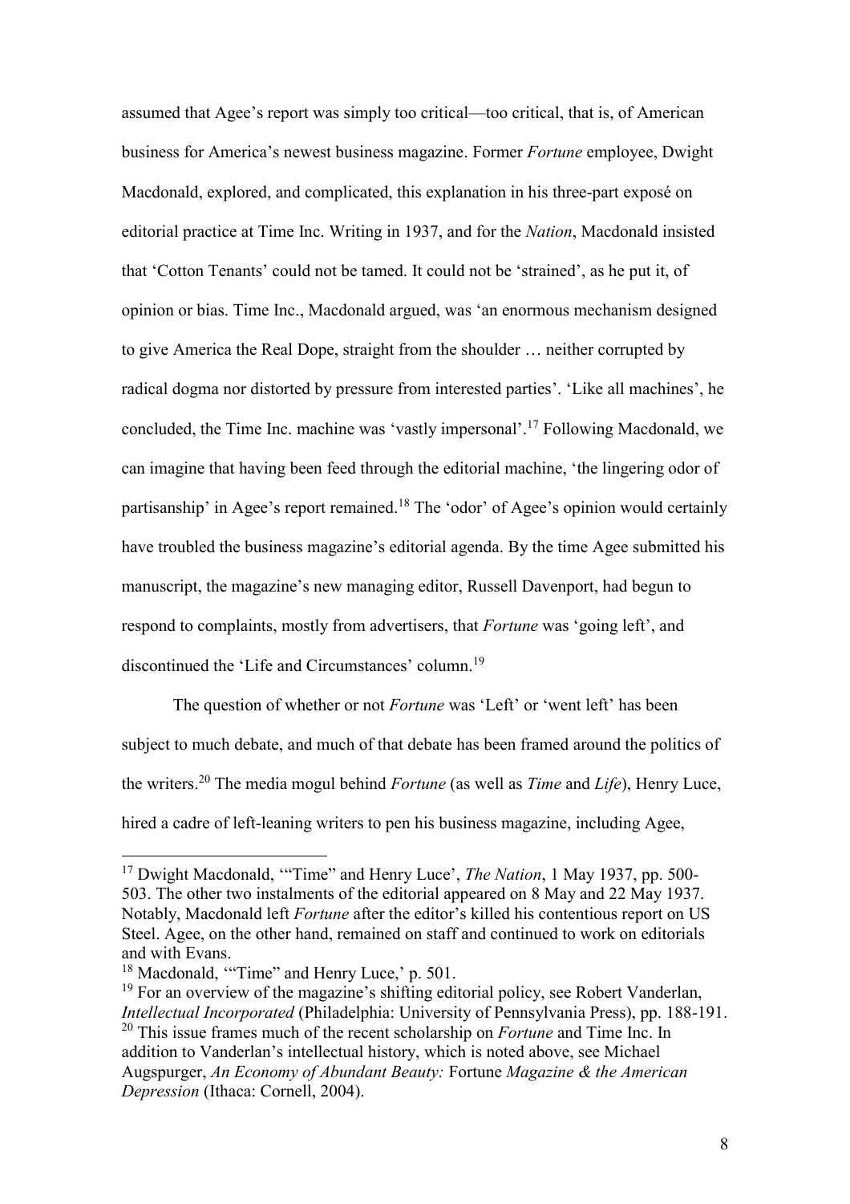assumed that Agee's report was simply too critical—too critical, that is, of American business for America's newest business magazine. Former *Fortune* employee, Dwight Macdonald, explored, and complicated, this explanation in his three-part exposé on editorial practice at Time Inc. Writing in 1937, and for the *Nation*, Macdonald insisted that 'Cotton Tenants' could not be tamed. It could not be 'strained', as he put it, of opinion or bias. Time Inc., Macdonald argued, was 'an enormous mechanism designed to give America the Real Dope, straight from the shoulder … neither corrupted by radical dogma nor distorted by pressure from interested parties'. 'Like all machines', he concluded, the Time Inc. machine was 'vastly impersonal'.[17] Following Macdonald, we can imagine that having been feed through the editorial machine, 'the lingering odor of partisanship' in Agee's report remained.[18] The 'odor' of Agee's opinion would certainly have troubled the business magazine's editorial agenda. By the time Agee submitted his manuscript, the magazine's new managing editor, Russell Davenport, had begun to respond to complaints, mostly from advertisers, that *Fortune* was 'going left', and discontinued the 'Life and Circumstances' column.[19]

The question of whether or not *Fortune* was 'Left' or 'went left' has been subject to much debate, and much of that debate has been framed around the politics of the writers.[20] The media mogul behind *Fortune* (as well as *Time* and *Life*), Henry Luce, hired a cadre of left-leaning writers to pen his business magazine, including Agee,

---

[17] Dwight Macdonald, '"Time" and Henry Luce', *The Nation*, 1 May 1937, pp. 500-503. The other two instalments of the editorial appeared on 8 May and 22 May 1937. Notably, Macdonald left *Fortune* after the editor's killed his contentious report on US Steel. Agee, on the other hand, remained on staff and continued to work on editorials and with Evans.

[18] Macdonald, '"Time" and Henry Luce,' p. 501.

[19] For an overview of the magazine's shifting editorial policy, see Robert Vanderlan, *Intellectual Incorporated* (Philadelphia: University of Pennsylvania Press), pp. 188-191.

[20] This issue frames much of the recent scholarship on *Fortune* and Time Inc. In addition to Vanderlan's intellectual history, which is noted above, see Michael Augspurger, *An Economy of Abundant Beauty:* Fortune *Magazine & the American Depression* (Ithaca: Cornell, 2004).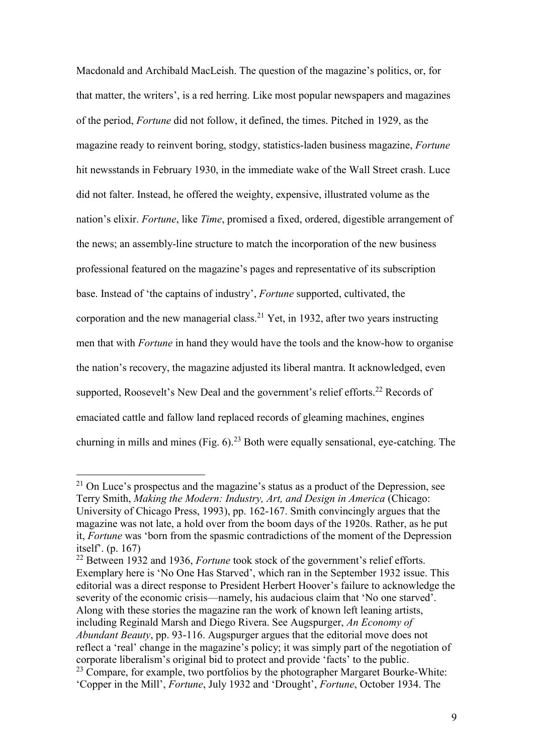Macdonald and Archibald MacLeish. The question of the magazine's politics, or, for that matter, the writers', is a red herring. Like most popular newspapers and magazines of the period, *Fortune* did not follow, it defined, the times. Pitched in 1929, as the magazine ready to reinvent boring, stodgy, statistics-laden business magazine, *Fortune* hit newsstands in February 1930, in the immediate wake of the Wall Street crash. Luce did not falter. Instead, he offered the weighty, expensive, illustrated volume as the nation's elixir. *Fortune*, like *Time*, promised a fixed, ordered, digestible arrangement of the news; an assembly-line structure to match the incorporation of the new business professional featured on the magazine's pages and representative of its subscription base. Instead of 'the captains of industry', *Fortune* supported, cultivated, the corporation and the new managerial class.[21] Yet, in 1932, after two years instructing men that with *Fortune* in hand they would have the tools and the know-how to organise the nation's recovery, the magazine adjusted its liberal mantra. It acknowledged, even supported, Roosevelt's New Deal and the government's relief efforts.[22] Records of emaciated cattle and fallow land replaced records of gleaming machines, engines churning in mills and mines (Fig. 6).[23] Both were equally sensational, eye-catching. The

---

[21] On Luce's prospectus and the magazine's status as a product of the Depression, see Terry Smith, *Making the Modern: Industry, Art, and Design in America* (Chicago: University of Chicago Press, 1993), pp. 162-167. Smith convincingly argues that the magazine was not late, a hold over from the boom days of the 1920s. Rather, as he put it, *Fortune* was 'born from the spasmic contradictions of the moment of the Depression itself'. (p. 167)

[22] Between 1932 and 1936, *Fortune* took stock of the government's relief efforts. Exemplary here is 'No One Has Starved', which ran in the September 1932 issue. This editorial was a direct response to President Herbert Hoover's failure to acknowledge the severity of the economic crisis—namely, his audacious claim that 'No one starved'. Along with these stories the magazine ran the work of known left leaning artists, including Reginald Marsh and Diego Rivera. See Augspurger, *An Economy of Abundant Beauty*, pp. 93-116. Augspurger argues that the editorial move does not reflect a 'real' change in the magazine's policy; it was simply part of the negotiation of corporate liberalism's original bid to protect and provide 'facts' to the public.

[23] Compare, for example, two portfolios by the photographer Margaret Bourke-White: 'Copper in the Mill', *Fortune*, July 1932 and 'Drought', *Fortune*, October 1934. The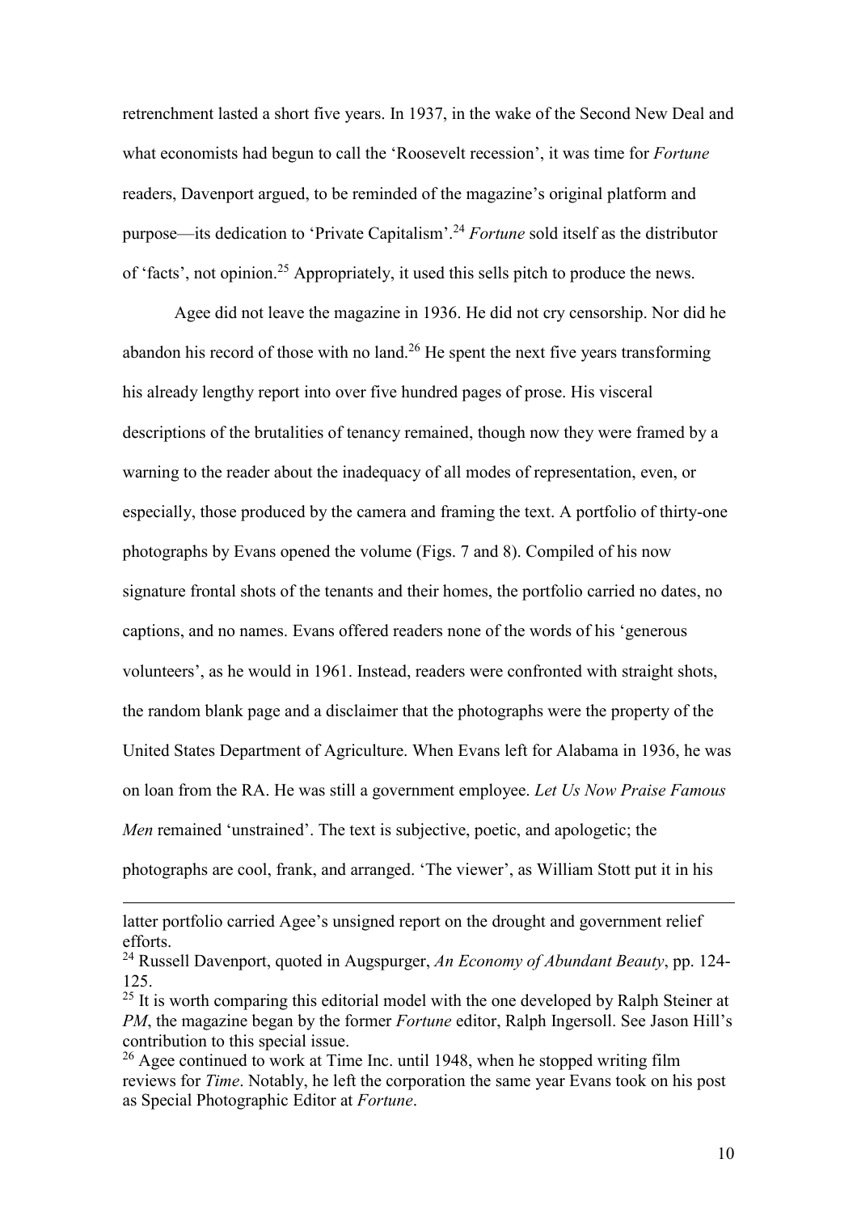retrenchment lasted a short five years. In 1937, in the wake of the Second New Deal and what economists had begun to call the 'Roosevelt recession', it was time for *Fortune* readers, Davenport argued, to be reminded of the magazine's original platform and purpose—its dedication to 'Private Capitalism'.[24] *Fortune* sold itself as the distributor of 'facts', not opinion.[25] Appropriately, it used this sells pitch to produce the news.

Agee did not leave the magazine in 1936. He did not cry censorship. Nor did he abandon his record of those with no land.[26] He spent the next five years transforming his already lengthy report into over five hundred pages of prose. His visceral descriptions of the brutalities of tenancy remained, though now they were framed by a warning to the reader about the inadequacy of all modes of representation, even, or especially, those produced by the camera and framing the text. A portfolio of thirty-one photographs by Evans opened the volume (Figs. 7 and 8). Compiled of his now signature frontal shots of the tenants and their homes, the portfolio carried no dates, no captions, and no names. Evans offered readers none of the words of his 'generous volunteers', as he would in 1961. Instead, readers were confronted with straight shots, the random blank page and a disclaimer that the photographs were the property of the United States Department of Agriculture. When Evans left for Alabama in 1936, he was on loan from the RA. He was still a government employee. *Let Us Now Praise Famous Men* remained 'unstrained'. The text is subjective, poetic, and apologetic; the photographs are cool, frank, and arranged. 'The viewer', as William Stott put it in his

---

latter portfolio carried Agee's unsigned report on the drought and government relief efforts.

[24] Russell Davenport, quoted in Augspurger, *An Economy of Abundant Beauty*, pp. 124-125.

[25] It is worth comparing this editorial model with the one developed by Ralph Steiner at *PM*, the magazine began by the former *Fortune* editor, Ralph Ingersoll. See Jason Hill's contribution to this special issue.

[26] Agee continued to work at Time Inc. until 1948, when he stopped writing film reviews for *Time*. Notably, he left the corporation the same year Evans took on his post as Special Photographic Editor at *Fortune*.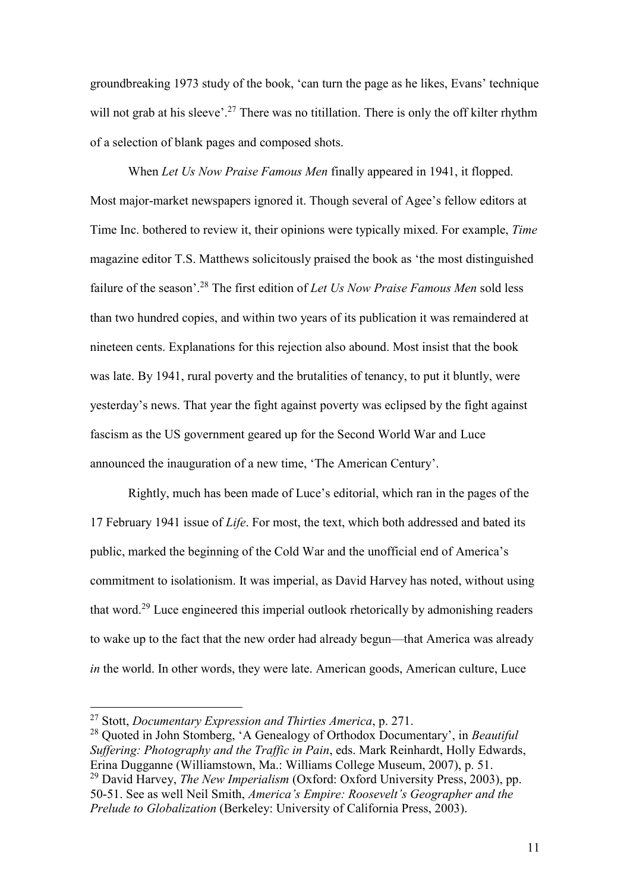groundbreaking 1973 study of the book, 'can turn the page as he likes, Evans' technique will not grab at his sleeve'.[27] There was no titillation. There is only the off kilter rhythm of a selection of blank pages and composed shots.

When *Let Us Now Praise Famous Men* finally appeared in 1941, it flopped. Most major-market newspapers ignored it. Though several of Agee's fellow editors at Time Inc. bothered to review it, their opinions were typically mixed. For example, *Time* magazine editor T.S. Matthews solicitously praised the book as 'the most distinguished failure of the season'.[28] The first edition of *Let Us Now Praise Famous Men* sold less than two hundred copies, and within two years of its publication it was remaindered at nineteen cents. Explanations for this rejection also abound. Most insist that the book was late. By 1941, rural poverty and the brutalities of tenancy, to put it bluntly, were yesterday's news. That year the fight against poverty was eclipsed by the fight against fascism as the US government geared up for the Second World War and Luce announced the inauguration of a new time, 'The American Century'.

Rightly, much has been made of Luce's editorial, which ran in the pages of the 17 February 1941 issue of *Life*. For most, the text, which both addressed and bated its public, marked the beginning of the Cold War and the unofficial end of America's commitment to isolationism. It was imperial, as David Harvey has noted, without using that word.[29] Luce engineered this imperial outlook rhetorically by admonishing readers to wake up to the fact that the new order had already begun—that America was already *in* the world. In other words, they were late. American goods, American culture, Luce

---

[27] Stott, *Documentary Expression and Thirties America*, p. 271.

[28] Quoted in John Stomberg, 'A Genealogy of Orthodox Documentary', in *Beautiful Suffering: Photography and the Traffic in Pain*, eds. Mark Reinhardt, Holly Edwards, Erina Dugganne (Williamstown, Ma.: Williams College Museum, 2007), p. 51.

[29] David Harvey, *The New Imperialism* (Oxford: Oxford University Press, 2003), pp. 50-51. See as well Neil Smith, *America's Empire: Roosevelt's Geographer and the Prelude to Globalization* (Berkeley: University of California Press, 2003).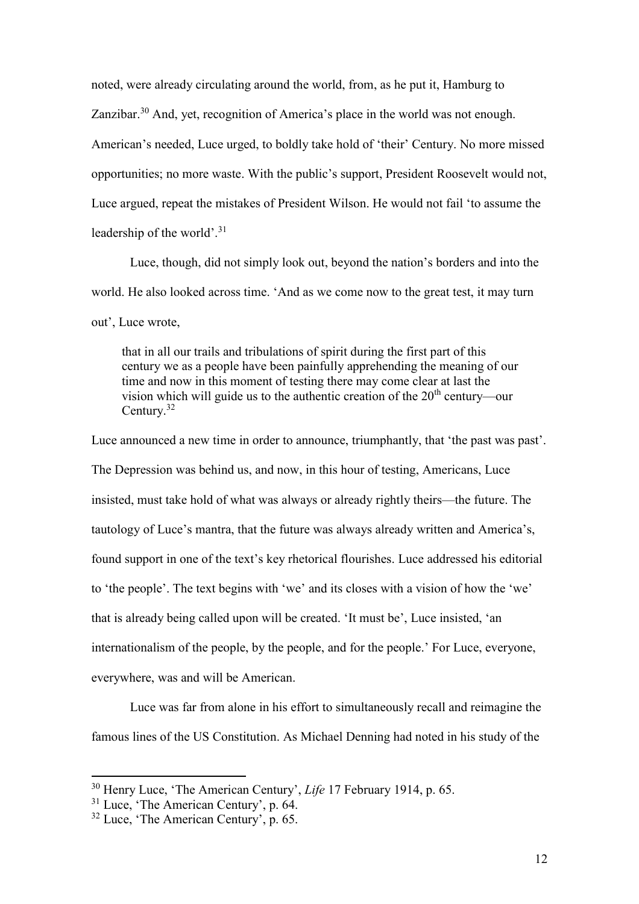noted, were already circulating around the world, from, as he put it, Hamburg to Zanzibar.[30] And, yet, recognition of America's place in the world was not enough. American's needed, Luce urged, to boldly take hold of 'their' Century. No more missed opportunities; no more waste. With the public's support, President Roosevelt would not, Luce argued, repeat the mistakes of President Wilson. He would not fail 'to assume the leadership of the world'.[31]

Luce, though, did not simply look out, beyond the nation's borders and into the world. He also looked across time. 'And as we come now to the great test, it may turn out', Luce wrote,

> that in all our trails and tribulations of spirit during the first part of this century we as a people have been painfully apprehending the meaning of our time and now in this moment of testing there may come clear at last the vision which will guide us to the authentic creation of the 20th century—our Century.[32]

Luce announced a new time in order to announce, triumphantly, that 'the past was past'. The Depression was behind us, and now, in this hour of testing, Americans, Luce insisted, must take hold of what was always or already rightly theirs—the future. The tautology of Luce's mantra, that the future was always already written and America's, found support in one of the text's key rhetorical flourishes. Luce addressed his editorial to 'the people'. The text begins with 'we' and its closes with a vision of how the 'we' that is already being called upon will be created. 'It must be', Luce insisted, 'an internationalism of the people, by the people, and for the people.' For Luce, everyone, everywhere, was and will be American.

Luce was far from alone in his effort to simultaneously recall and reimagine the famous lines of the US Constitution. As Michael Denning had noted in his study of the

---

[30] Henry Luce, 'The American Century', *Life* 17 February 1914, p. 65.

[31] Luce, 'The American Century', p. 64.

[32] Luce, 'The American Century', p. 65.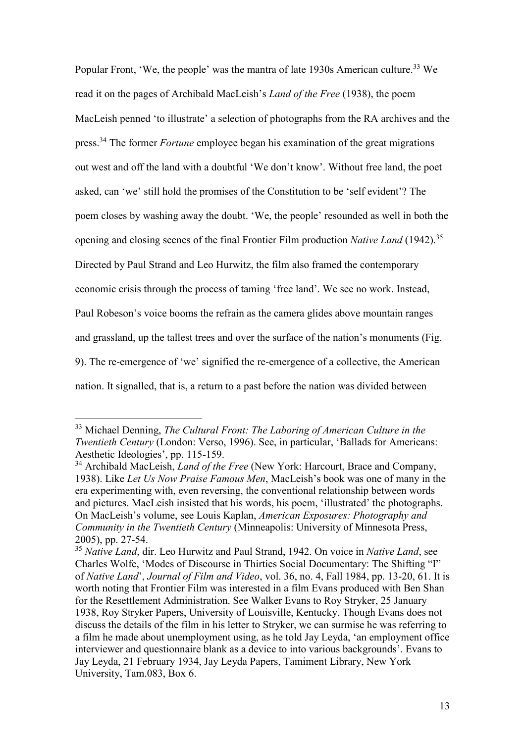Popular Front, 'We, the people' was the mantra of late 1930s American culture.[33] We read it on the pages of Archibald MacLeish's *Land of the Free* (1938), the poem MacLeish penned 'to illustrate' a selection of photographs from the RA archives and the press.[34] The former *Fortune* employee began his examination of the great migrations out west and off the land with a doubtful 'We don't know'. Without free land, the poet asked, can 'we' still hold the promises of the Constitution to be 'self evident'? The poem closes by washing away the doubt. 'We, the people' resounded as well in both the opening and closing scenes of the final Frontier Film production *Native Land* (1942).[35] Directed by Paul Strand and Leo Hurwitz, the film also framed the contemporary economic crisis through the process of taming 'free land'. We see no work. Instead, Paul Robeson's voice booms the refrain as the camera glides above mountain ranges and grassland, up the tallest trees and over the surface of the nation's monuments (Fig. 9). The re-emergence of 'we' signified the re-emergence of a collective, the American nation. It signalled, that is, a return to a past before the nation was divided between

---

[33] Michael Denning, *The Cultural Front: The Laboring of American Culture in the Twentieth Century* (London: Verso, 1996). See, in particular, 'Ballads for Americans: Aesthetic Ideologies', pp. 115-159.

[34] Archibald MacLeish, *Land of the Free* (New York: Harcourt, Brace and Company, 1938). Like *Let Us Now Praise Famous Men*, MacLeish's book was one of many in the era experimenting with, even reversing, the conventional relationship between words and pictures. MacLeish insisted that his words, his poem, 'illustrated' the photographs. On MacLeish's volume, see Louis Kaplan, *American Exposures: Photography and Community in the Twentieth Century* (Minneapolis: University of Minnesota Press, 2005), pp. 27-54.

[35] *Native Land*, dir. Leo Hurwitz and Paul Strand, 1942. On voice in *Native Land*, see Charles Wolfe, 'Modes of Discourse in Thirties Social Documentary: The Shifting "I" of *Native Land*', *Journal of Film and Video*, vol. 36, no. 4, Fall 1984, pp. 13-20, 61. It is worth noting that Frontier Film was interested in a film Evans produced with Ben Shan for the Resettlement Administration. See Walker Evans to Roy Stryker, 25 January 1938, Roy Stryker Papers, University of Louisville, Kentucky. Though Evans does not discuss the details of the film in his letter to Stryker, we can surmise he was referring to a film he made about unemployment using, as he told Jay Leyda, 'an employment office interviewer and questionnaire blank as a device to into various backgrounds'. Evans to Jay Leyda, 21 February 1934, Jay Leyda Papers, Tamiment Library, New York University, Tam.083, Box 6.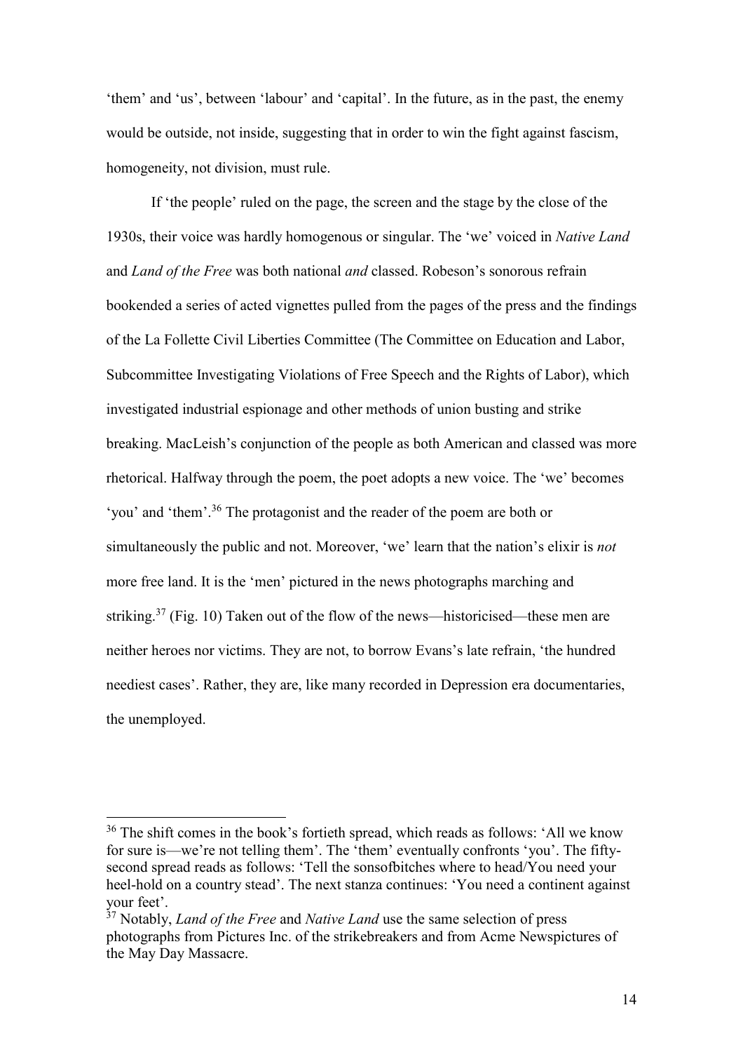'them' and 'us', between 'labour' and 'capital'. In the future, as in the past, the enemy would be outside, not inside, suggesting that in order to win the fight against fascism, homogeneity, not division, must rule.

If 'the people' ruled on the page, the screen and the stage by the close of the 1930s, their voice was hardly homogenous or singular. The 'we' voiced in *Native Land* and *Land of the Free* was both national *and* classed. Robeson's sonorous refrain bookended a series of acted vignettes pulled from the pages of the press and the findings of the La Follette Civil Liberties Committee (The Committee on Education and Labor, Subcommittee Investigating Violations of Free Speech and the Rights of Labor), which investigated industrial espionage and other methods of union busting and strike breaking. MacLeish's conjunction of the people as both American and classed was more rhetorical. Halfway through the poem, the poet adopts a new voice. The 'we' becomes 'you' and 'them'.[36] The protagonist and the reader of the poem are both or simultaneously the public and not. Moreover, 'we' learn that the nation's elixir is *not* more free land. It is the 'men' pictured in the news photographs marching and striking.[37] (Fig. 10) Taken out of the flow of the news—historicised—these men are neither heroes nor victims. They are not, to borrow Evans's late refrain, 'the hundred neediest cases'. Rather, they are, like many recorded in Depression era documentaries, the unemployed.

---

[36] The shift comes in the book's fortieth spread, which reads as follows: 'All we know for sure is—we're not telling them'. The 'them' eventually confronts 'you'. The fifty-second spread reads as follows: 'Tell the sonsofbitches where to head/You need your heel-hold on a country stead'. The next stanza continues: 'You need a continent against your feet'.

[37] Notably, *Land of the Free* and *Native Land* use the same selection of press photographs from Pictures Inc. of the strikebreakers and from Acme Newspictures of the May Day Massacre.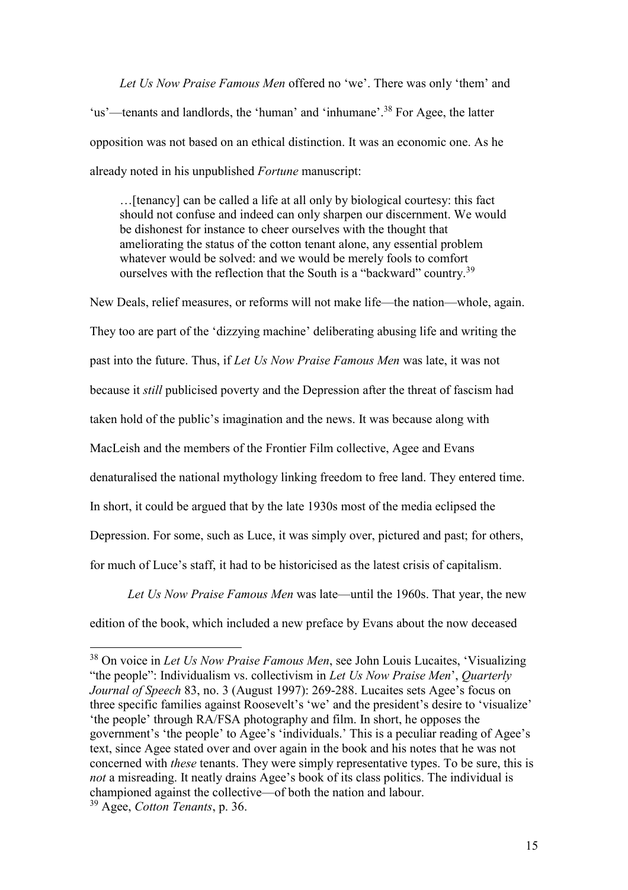*Let Us Now Praise Famous Men* offered no 'we'. There was only 'them' and 'us'—tenants and landlords, the 'human' and 'inhumane'.[38] For Agee, the latter opposition was not based on an ethical distinction. It was an economic one. As he already noted in his unpublished *Fortune* manuscript:

> …[tenancy] can be called a life at all only by biological courtesy: this fact should not confuse and indeed can only sharpen our discernment. We would be dishonest for instance to cheer ourselves with the thought that ameliorating the status of the cotton tenant alone, any essential problem whatever would be solved: and we would be merely fools to comfort ourselves with the reflection that the South is a "backward" country.[39]

New Deals, relief measures, or reforms will not make life—the nation—whole, again. They too are part of the 'dizzying machine' deliberating abusing life and writing the past into the future. Thus, if *Let Us Now Praise Famous Men* was late, it was not because it *still* publicised poverty and the Depression after the threat of fascism had taken hold of the public's imagination and the news. It was because along with MacLeish and the members of the Frontier Film collective, Agee and Evans denaturalised the national mythology linking freedom to free land. They entered time. In short, it could be argued that by the late 1930s most of the media eclipsed the Depression. For some, such as Luce, it was simply over, pictured and past; for others, for much of Luce's staff, it had to be historicised as the latest crisis of capitalism.

*Let Us Now Praise Famous Men* was late—until the 1960s. That year, the new edition of the book, which included a new preface by Evans about the now deceased

---

[38] On voice in *Let Us Now Praise Famous Men*, see John Louis Lucaites, 'Visualizing "the people": Individualism vs. collectivism in *Let Us Now Praise Men*', *Quarterly Journal of Speech* 83, no. 3 (August 1997): 269-288. Lucaites sets Agee's focus on three specific families against Roosevelt's 'we' and the president's desire to 'visualize' 'the people' through RA/FSA photography and film. In short, he opposes the government's 'the people' to Agee's 'individuals.' This is a peculiar reading of Agee's text, since Agee stated over and over again in the book and his notes that he was not concerned with *these* tenants. They were simply representative types. To be sure, this is *not* a misreading. It neatly drains Agee's book of its class politics. The individual is championed against the collective—of both the nation and labour.

[39] Agee, *Cotton Tenants*, p. 36.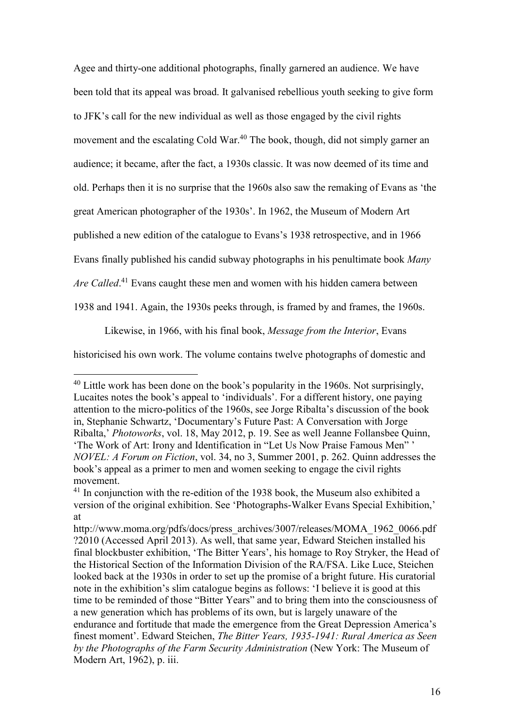Agee and thirty-one additional photographs, finally garnered an audience. We have been told that its appeal was broad. It galvanised rebellious youth seeking to give form to JFK's call for the new individual as well as those engaged by the civil rights movement and the escalating Cold War.[40] The book, though, did not simply garner an audience; it became, after the fact, a 1930s classic. It was now deemed of its time and old. Perhaps then it is no surprise that the 1960s also saw the remaking of Evans as 'the great American photographer of the 1930s'. In 1962, the Museum of Modern Art published a new edition of the catalogue to Evans's 1938 retrospective, and in 1966 Evans finally published his candid subway photographs in his penultimate book *Many Are Called*.[41] Evans caught these men and women with his hidden camera between 1938 and 1941. Again, the 1930s peeks through, is framed by and frames, the 1960s.

Likewise, in 1966, with his final book, *Message from the Interior*, Evans historicised his own work. The volume contains twelve photographs of domestic and

---

[40] Little work has been done on the book's popularity in the 1960s. Not surprisingly, Lucaites notes the book's appeal to 'individuals'. For a different history, one paying attention to the micro-politics of the 1960s, see Jorge Ribalta's discussion of the book in, Stephanie Schwartz, 'Documentary's Future Past: A Conversation with Jorge Ribalta,' *Photoworks*, vol. 18, May 2012, p. 19. See as well Jeanne Follansbee Quinn, 'The Work of Art: Irony and Identification in "Let Us Now Praise Famous Men" ' *NOVEL: A Forum on Fiction*, vol. 34, no 3, Summer 2001, p. 262. Quinn addresses the book's appeal as a primer to men and women seeking to engage the civil rights movement.

[41] In conjunction with the re-edition of the 1938 book, the Museum also exhibited a version of the original exhibition. See 'Photographs-Walker Evans Special Exhibition,' at http://www.moma.org/pdfs/docs/press_archives/3007/releases/MOMA_1962_0066.pdf?2010 (Accessed April 2013). As well, that same year, Edward Steichen installed his final blockbuster exhibition, 'The Bitter Years', his homage to Roy Stryker, the Head of the Historical Section of the Information Division of the RA/FSA. Like Luce, Steichen looked back at the 1930s in order to set up the promise of a bright future. His curatorial note in the exhibition's slim catalogue begins as follows: 'I believe it is good at this time to be reminded of those "Bitter Years" and to bring them into the consciousness of a new generation which has problems of its own, but is largely unaware of the endurance and fortitude that made the emergence from the Great Depression America's finest moment'. Edward Steichen, *The Bitter Years, 1935-1941: Rural America as Seen by the Photographs of the Farm Security Administration* (New York: The Museum of Modern Art, 1962), p. iii.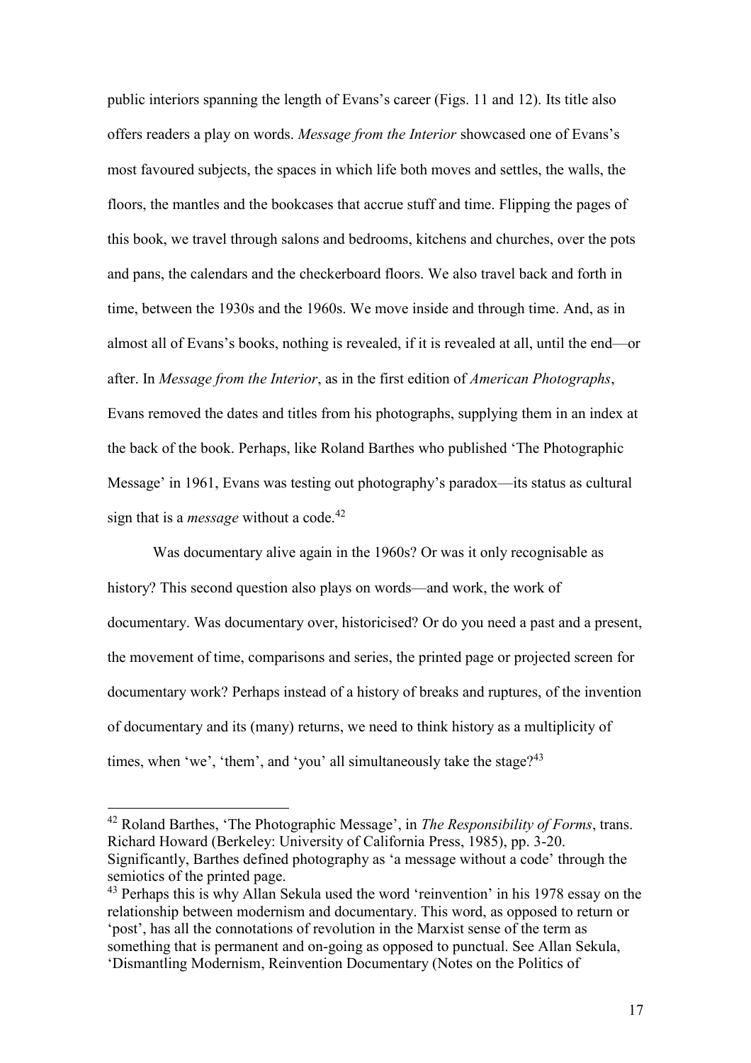public interiors spanning the length of Evans's career (Figs. 11 and 12). Its title also offers readers a play on words. *Message from the Interior* showcased one of Evans's most favoured subjects, the spaces in which life both moves and settles, the walls, the floors, the mantles and the bookcases that accrue stuff and time. Flipping the pages of this book, we travel through salons and bedrooms, kitchens and churches, over the pots and pans, the calendars and the checkerboard floors. We also travel back and forth in time, between the 1930s and the 1960s. We move inside and through time. And, as in almost all of Evans's books, nothing is revealed, if it is revealed at all, until the end—or after. In *Message from the Interior*, as in the first edition of *American Photographs*, Evans removed the dates and titles from his photographs, supplying them in an index at the back of the book. Perhaps, like Roland Barthes who published 'The Photographic Message' in 1961, Evans was testing out photography's paradox—its status as cultural sign that is a *message* without a code.[42]

Was documentary alive again in the 1960s? Or was it only recognisable as history? This second question also plays on words—and work, the work of documentary. Was documentary over, historicised? Or do you need a past and a present, the movement of time, comparisons and series, the printed page or projected screen for documentary work? Perhaps instead of a history of breaks and ruptures, of the invention of documentary and its (many) returns, we need to think history as a multiplicity of times, when 'we', 'them', and 'you' all simultaneously take the stage?[43]

---

[42] Roland Barthes, 'The Photographic Message', in *The Responsibility of Forms*, trans. Richard Howard (Berkeley: University of California Press, 1985), pp. 3-20. Significantly, Barthes defined photography as 'a message without a code' through the semiotics of the printed page.

[43] Perhaps this is why Allan Sekula used the word 'reinvention' in his 1978 essay on the relationship between modernism and documentary. This word, as opposed to return or 'post', has all the connotations of revolution in the Marxist sense of the term as something that is permanent and on-going as opposed to punctual. See Allan Sekula, 'Dismantling Modernism, Reinvention Documentary (Notes on the Politics of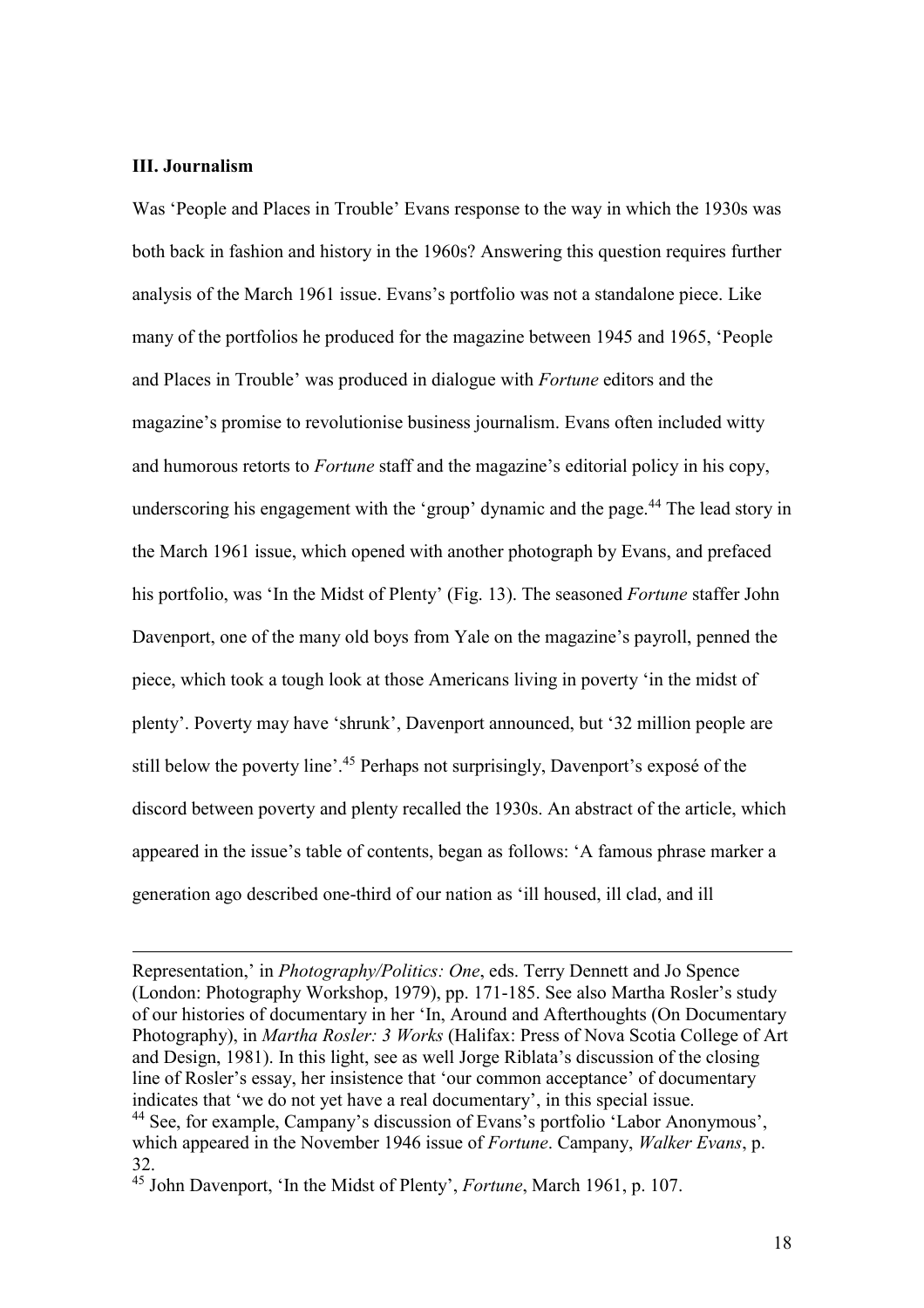### III. Journalism

Was 'People and Places in Trouble' Evans response to the way in which the 1930s was both back in fashion and history in the 1960s? Answering this question requires further analysis of the March 1961 issue. Evans's portfolio was not a standalone piece. Like many of the portfolios he produced for the magazine between 1945 and 1965, 'People and Places in Trouble' was produced in dialogue with *Fortune* editors and the magazine's promise to revolutionise business journalism. Evans often included witty and humorous retorts to *Fortune* staff and the magazine's editorial policy in his copy, underscoring his engagement with the 'group' dynamic and the page.[44] The lead story in the March 1961 issue, which opened with another photograph by Evans, and prefaced his portfolio, was 'In the Midst of Plenty' (Fig. 13). The seasoned *Fortune* staffer John Davenport, one of the many old boys from Yale on the magazine's payroll, penned the piece, which took a tough look at those Americans living in poverty 'in the midst of plenty'. Poverty may have 'shrunk', Davenport announced, but '32 million people are still below the poverty line'.[45] Perhaps not surprisingly, Davenport's exposé of the discord between poverty and plenty recalled the 1930s. An abstract of the article, which appeared in the issue's table of contents, began as follows: 'A famous phrase marker a generation ago described one-third of our nation as 'ill housed, ill clad, and ill

---

Representation,' in *Photography/Politics: One*, eds. Terry Dennett and Jo Spence (London: Photography Workshop, 1979), pp. 171-185. See also Martha Rosler's study of our histories of documentary in her 'In, Around and Afterthoughts (On Documentary Photography), in *Martha Rosler: 3 Works* (Halifax: Press of Nova Scotia College of Art and Design, 1981). In this light, see as well Jorge Riblata's discussion of the closing line of Rosler's essay, her insistence that 'our common acceptance' of documentary indicates that 'we do not yet have a real documentary', in this special issue.

[44] See, for example, Campany's discussion of Evans's portfolio 'Labor Anonymous', which appeared in the November 1946 issue of *Fortune*. Campany, *Walker Evans*, p. 32.

[45] John Davenport, 'In the Midst of Plenty', *Fortune*, March 1961, p. 107.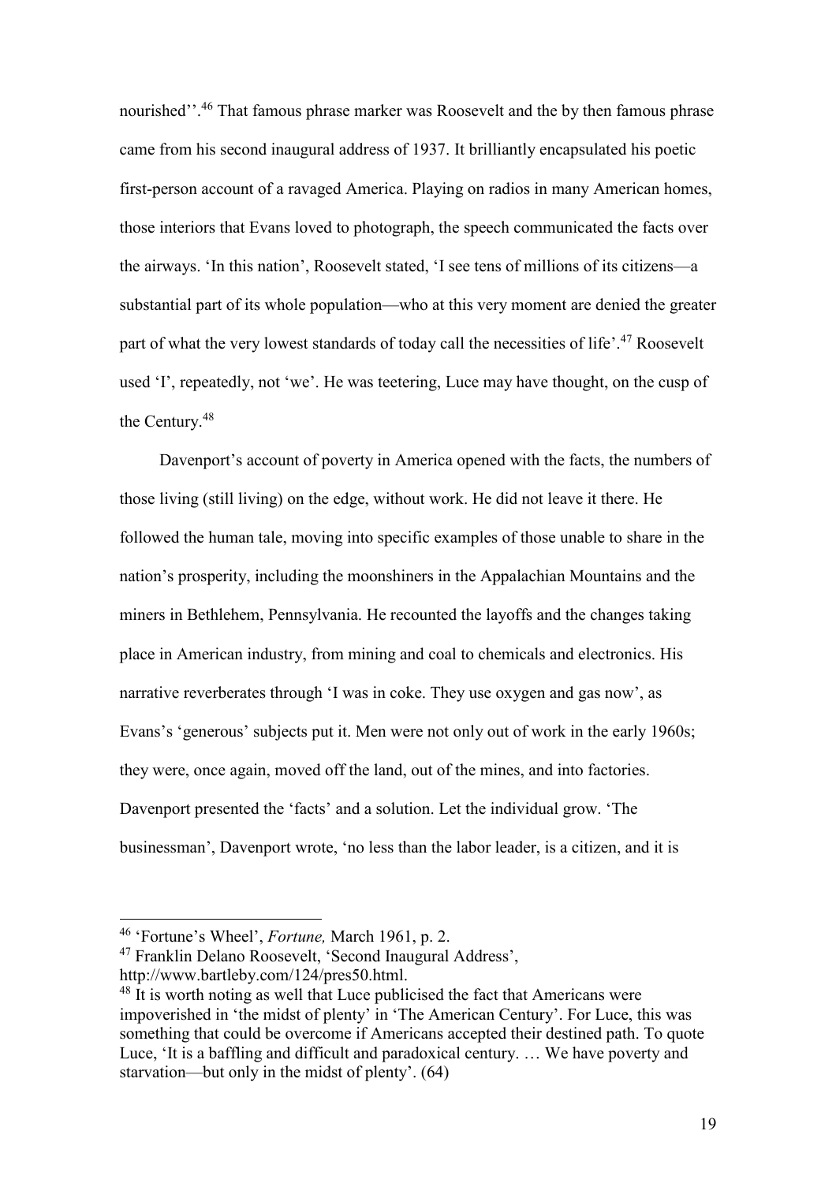nourished''.[46] That famous phrase marker was Roosevelt and the by then famous phrase came from his second inaugural address of 1937. It brilliantly encapsulated his poetic first-person account of a ravaged America. Playing on radios in many American homes, those interiors that Evans loved to photograph, the speech communicated the facts over the airways. 'In this nation', Roosevelt stated, 'I see tens of millions of its citizens—a substantial part of its whole population—who at this very moment are denied the greater part of what the very lowest standards of today call the necessities of life'.[47] Roosevelt used 'I', repeatedly, not 'we'. He was teetering, Luce may have thought, on the cusp of the Century.[48]

Davenport's account of poverty in America opened with the facts, the numbers of those living (still living) on the edge, without work. He did not leave it there. He followed the human tale, moving into specific examples of those unable to share in the nation's prosperity, including the moonshiners in the Appalachian Mountains and the miners in Bethlehem, Pennsylvania. He recounted the layoffs and the changes taking place in American industry, from mining and coal to chemicals and electronics. His narrative reverberates through 'I was in coke. They use oxygen and gas now', as Evans's 'generous' subjects put it. Men were not only out of work in the early 1960s; they were, once again, moved off the land, out of the mines, and into factories. Davenport presented the 'facts' and a solution. Let the individual grow. 'The businessman', Davenport wrote, 'no less than the labor leader, is a citizen, and it is

---

[46] 'Fortune's Wheel', *Fortune,* March 1961, p. 2.

[47] Franklin Delano Roosevelt, 'Second Inaugural Address', http://www.bartleby.com/124/pres50.html.

[48] It is worth noting as well that Luce publicised the fact that Americans were impoverished in 'the midst of plenty' in 'The American Century'. For Luce, this was something that could be overcome if Americans accepted their destined path. To quote Luce, 'It is a baffling and difficult and paradoxical century. … We have poverty and starvation—but only in the midst of plenty'. (64)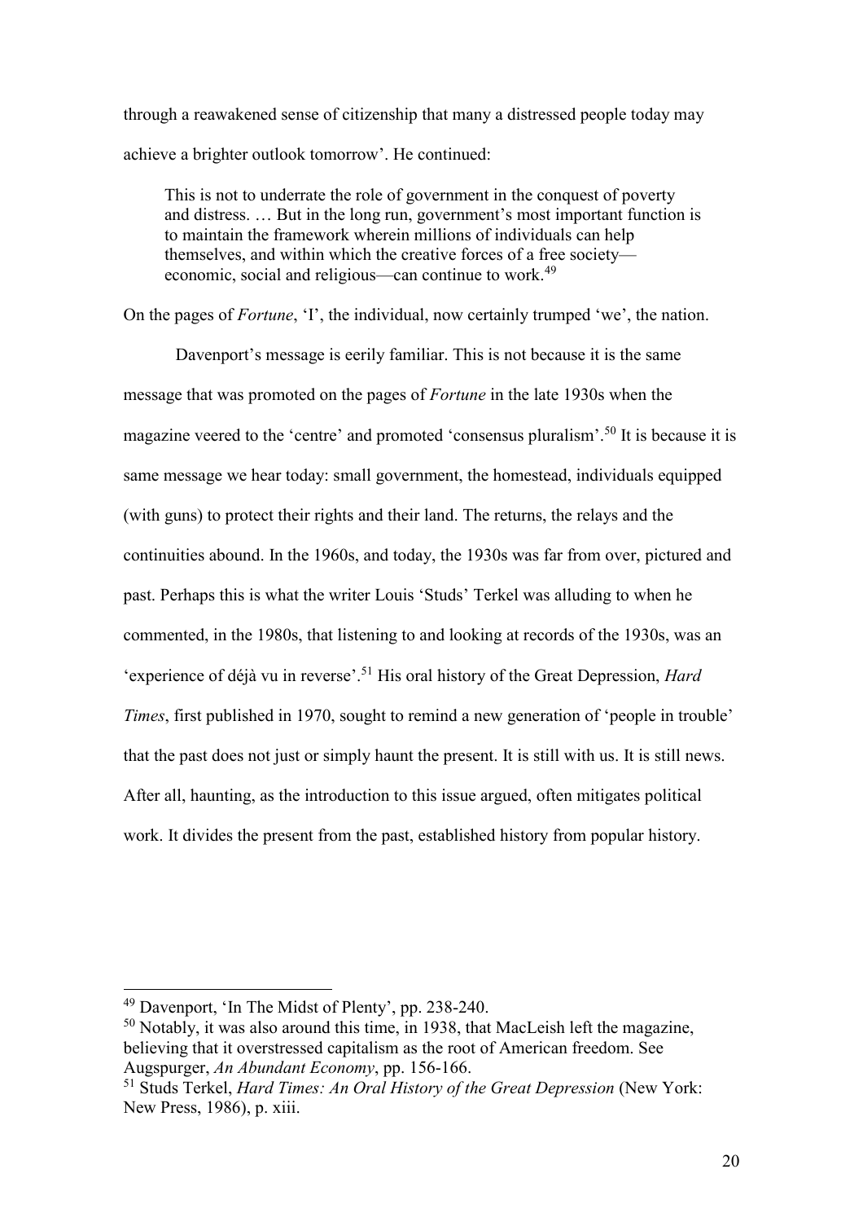through a reawakened sense of citizenship that many a distressed people today may achieve a brighter outlook tomorrow'. He continued:

> This is not to underrate the role of government in the conquest of poverty and distress. … But in the long run, government's most important function is to maintain the framework wherein millions of individuals can help themselves, and within which the creative forces of a free society—economic, social and religious—can continue to work.[49]

On the pages of *Fortune*, 'I', the individual, now certainly trumped 'we', the nation.

Davenport's message is eerily familiar. This is not because it is the same message that was promoted on the pages of *Fortune* in the late 1930s when the magazine veered to the 'centre' and promoted 'consensus pluralism'.[50] It is because it is same message we hear today: small government, the homestead, individuals equipped (with guns) to protect their rights and their land. The returns, the relays and the continuities abound. In the 1960s, and today, the 1930s was far from over, pictured and past. Perhaps this is what the writer Louis 'Studs' Terkel was alluding to when he commented, in the 1980s, that listening to and looking at records of the 1930s, was an 'experience of déjà vu in reverse'.[51] His oral history of the Great Depression, *Hard Times*, first published in 1970, sought to remind a new generation of 'people in trouble' that the past does not just or simply haunt the present. It is still with us. It is still news. After all, haunting, as the introduction to this issue argued, often mitigates political work. It divides the present from the past, established history from popular history.

---

[49] Davenport, 'In The Midst of Plenty', pp. 238-240.

[50] Notably, it was also around this time, in 1938, that MacLeish left the magazine, believing that it overstressed capitalism as the root of American freedom. See Augspurger, *An Abundant Economy*, pp. 156-166.

[51] Studs Terkel, *Hard Times: An Oral History of the Great Depression* (New York: New Press, 1986), p. xiii.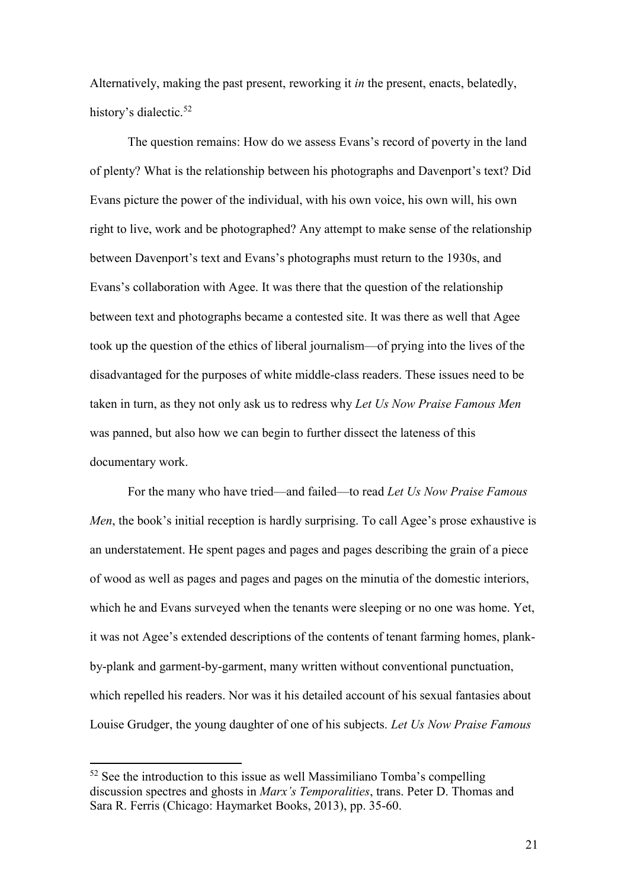Alternatively, making the past present, reworking it *in* the present, enacts, belatedly, history's dialectic.[52]

The question remains: How do we assess Evans's record of poverty in the land of plenty? What is the relationship between his photographs and Davenport's text? Did Evans picture the power of the individual, with his own voice, his own will, his own right to live, work and be photographed? Any attempt to make sense of the relationship between Davenport's text and Evans's photographs must return to the 1930s, and Evans's collaboration with Agee. It was there that the question of the relationship between text and photographs became a contested site. It was there as well that Agee took up the question of the ethics of liberal journalism—of prying into the lives of the disadvantaged for the purposes of white middle-class readers. These issues need to be taken in turn, as they not only ask us to redress why *Let Us Now Praise Famous Men* was panned, but also how we can begin to further dissect the lateness of this documentary work.

For the many who have tried—and failed—to read *Let Us Now Praise Famous Men*, the book's initial reception is hardly surprising. To call Agee's prose exhaustive is an understatement. He spent pages and pages and pages describing the grain of a piece of wood as well as pages and pages and pages on the minutia of the domestic interiors, which he and Evans surveyed when the tenants were sleeping or no one was home. Yet, it was not Agee's extended descriptions of the contents of tenant farming homes, plank-by-plank and garment-by-garment, many written without conventional punctuation, which repelled his readers. Nor was it his detailed account of his sexual fantasies about Louise Grudger, the young daughter of one of his subjects. *Let Us Now Praise Famous*

---

[52] See the introduction to this issue as well Massimiliano Tomba's compelling discussion spectres and ghosts in *Marx's Temporalities*, trans. Peter D. Thomas and Sara R. Ferris (Chicago: Haymarket Books, 2013), pp. 35-60.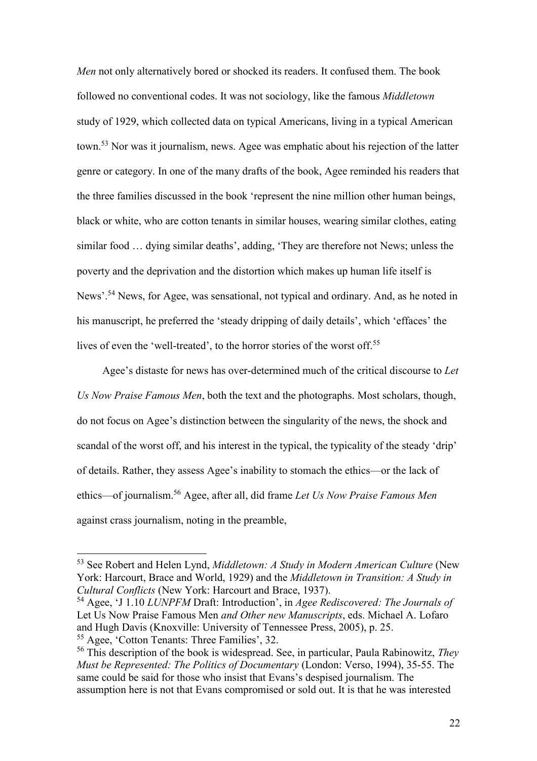*Men* not only alternatively bored or shocked its readers. It confused them. The book followed no conventional codes. It was not sociology, like the famous *Middletown* study of 1929, which collected data on typical Americans, living in a typical American town.[53] Nor was it journalism, news. Agee was emphatic about his rejection of the latter genre or category. In one of the many drafts of the book, Agee reminded his readers that the three families discussed in the book 'represent the nine million other human beings, black or white, who are cotton tenants in similar houses, wearing similar clothes, eating similar food … dying similar deaths', adding, 'They are therefore not News; unless the poverty and the deprivation and the distortion which makes up human life itself is News'.[54] News, for Agee, was sensational, not typical and ordinary. And, as he noted in his manuscript, he preferred the 'steady dripping of daily details', which 'effaces' the lives of even the 'well-treated', to the horror stories of the worst off.[55]

Agee's distaste for news has over-determined much of the critical discourse to *Let Us Now Praise Famous Men*, both the text and the photographs. Most scholars, though, do not focus on Agee's distinction between the singularity of the news, the shock and scandal of the worst off, and his interest in the typical, the typicality of the steady 'drip' of details. Rather, they assess Agee's inability to stomach the ethics—or the lack of ethics—of journalism.[56] Agee, after all, did frame *Let Us Now Praise Famous Men* against crass journalism, noting in the preamble,

---

[53] See Robert and Helen Lynd, *Middletown: A Study in Modern American Culture* (New York: Harcourt, Brace and World, 1929) and the *Middletown in Transition: A Study in Cultural Conflicts* (New York: Harcourt and Brace, 1937).

[54] Agee, 'J 1.10 *LUNPFM* Draft: Introduction', in *Agee Rediscovered: The Journals of* Let Us Now Praise Famous Men *and Other new Manuscripts*, eds. Michael A. Lofaro and Hugh Davis (Knoxville: University of Tennessee Press, 2005), p. 25.

[55] Agee, 'Cotton Tenants: Three Families', 32.

[56] This description of the book is widespread. See, in particular, Paula Rabinowitz, *They Must be Represented: The Politics of Documentary* (London: Verso, 1994), 35-55. The same could be said for those who insist that Evans's despised journalism. The assumption here is not that Evans compromised or sold out. It is that he was interested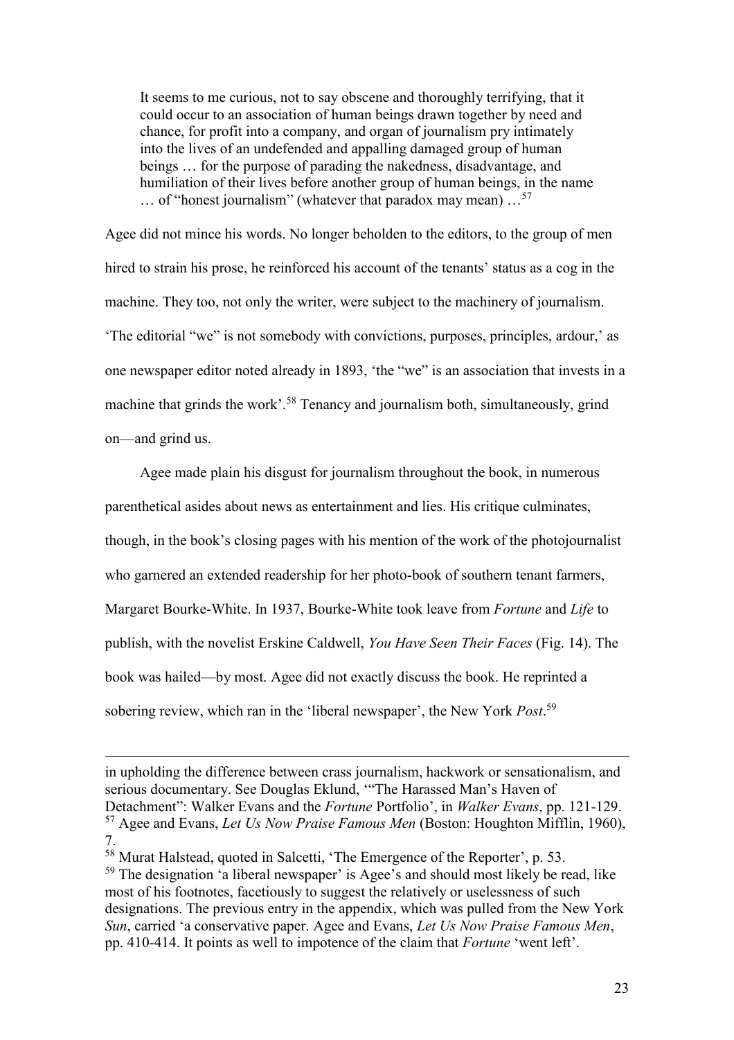> It seems to me curious, not to say obscene and thoroughly terrifying, that it could occur to an association of human beings drawn together by need and chance, for profit into a company, and organ of journalism pry intimately into the lives of an undefended and appalling damaged group of human beings … for the purpose of parading the nakedness, disadvantage, and humiliation of their lives before another group of human beings, in the name … of "honest journalism" (whatever that paradox may mean) …[57]

Agee did not mince his words. No longer beholden to the editors, to the group of men hired to strain his prose, he reinforced his account of the tenants' status as a cog in the machine. They too, not only the writer, were subject to the machinery of journalism. 'The editorial "we" is not somebody with convictions, purposes, principles, ardour,' as one newspaper editor noted already in 1893, 'the "we" is an association that invests in a machine that grinds the work'.[58] Tenancy and journalism both, simultaneously, grind on—and grind us.

Agee made plain his disgust for journalism throughout the book, in numerous parenthetical asides about news as entertainment and lies. His critique culminates, though, in the book's closing pages with his mention of the work of the photojournalist who garnered an extended readership for her photo-book of southern tenant farmers, Margaret Bourke-White. In 1937, Bourke-White took leave from *Fortune* and *Life* to publish, with the novelist Erskine Caldwell, *You Have Seen Their Faces* (Fig. 14). The book was hailed—by most. Agee did not exactly discuss the book. He reprinted a sobering review, which ran in the 'liberal newspaper', the New York *Post*.[59]

---

in upholding the difference between crass journalism, hackwork or sensationalism, and serious documentary. See Douglas Eklund, '"The Harassed Man's Haven of Detachment": Walker Evans and the *Fortune* Portfolio', in *Walker Evans*, pp. 121-129.

[57] Agee and Evans, *Let Us Now Praise Famous Men* (Boston: Houghton Mifflin, 1960), 7.

[58] Murat Halstead, quoted in Salcetti, 'The Emergence of the Reporter', p. 53.

[59] The designation 'a liberal newspaper' is Agee's and should most likely be read, like most of his footnotes, facetiously to suggest the relatively or uselessness of such designations. The previous entry in the appendix, which was pulled from the New York *Sun*, carried 'a conservative paper. Agee and Evans, *Let Us Now Praise Famous Men*, pp. 410-414. It points as well to impotence of the claim that *Fortune* 'went left'.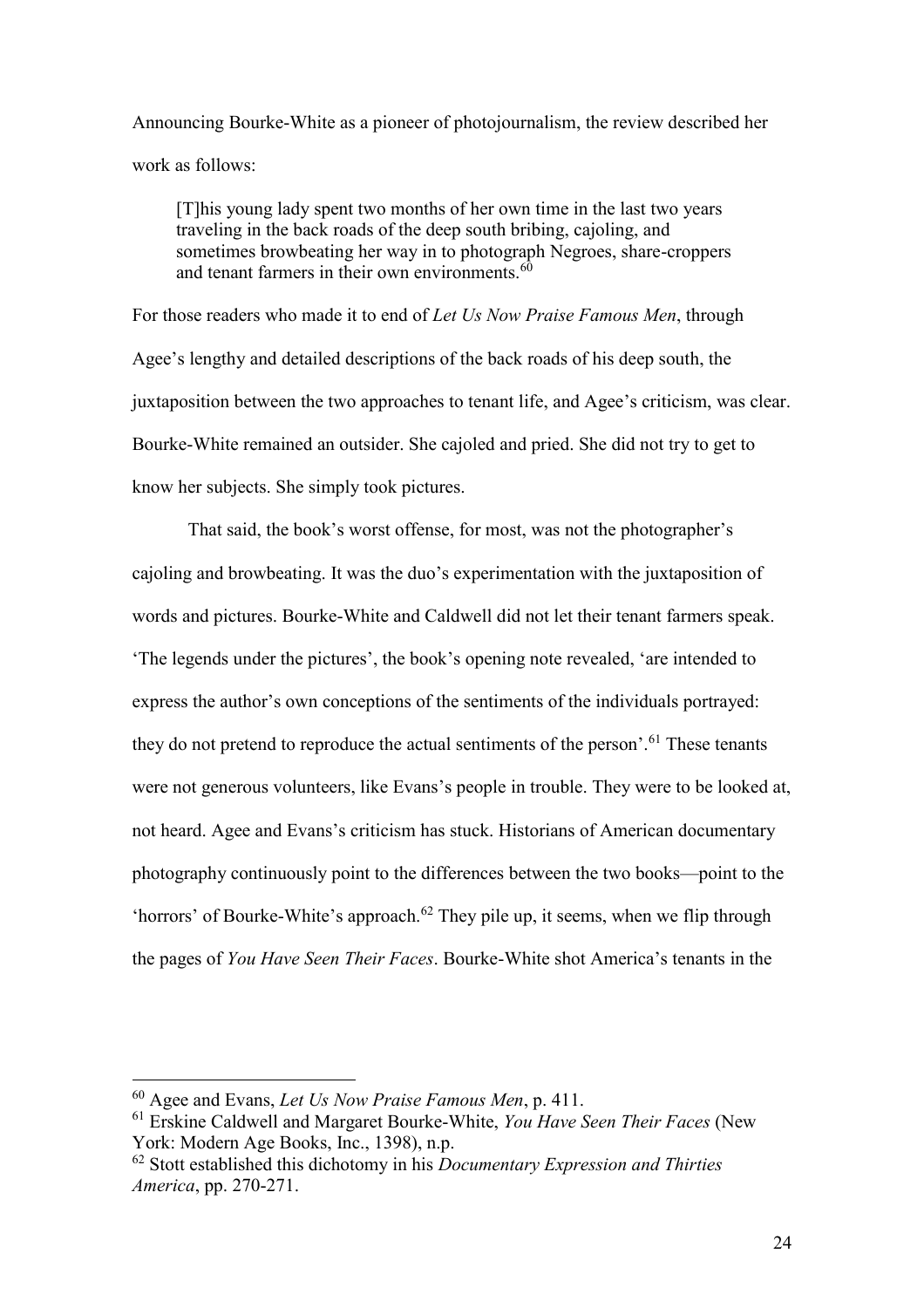Announcing Bourke-White as a pioneer of photojournalism, the review described her work as follows:

> [T]his young lady spent two months of her own time in the last two years traveling in the back roads of the deep south bribing, cajoling, and sometimes browbeating her way in to photograph Negroes, share-croppers and tenant farmers in their own environments.[60]

For those readers who made it to end of *Let Us Now Praise Famous Men*, through Agee's lengthy and detailed descriptions of the back roads of his deep south, the juxtaposition between the two approaches to tenant life, and Agee's criticism, was clear. Bourke-White remained an outsider. She cajoled and pried. She did not try to get to know her subjects. She simply took pictures.

That said, the book's worst offense, for most, was not the photographer's cajoling and browbeating. It was the duo's experimentation with the juxtaposition of words and pictures. Bourke-White and Caldwell did not let their tenant farmers speak. 'The legends under the pictures', the book's opening note revealed, 'are intended to express the author's own conceptions of the sentiments of the individuals portrayed: they do not pretend to reproduce the actual sentiments of the person'.[61] These tenants were not generous volunteers, like Evans's people in trouble. They were to be looked at, not heard. Agee and Evans's criticism has stuck. Historians of American documentary photography continuously point to the differences between the two books—point to the 'horrors' of Bourke-White's approach.[62] They pile up, it seems, when we flip through the pages of *You Have Seen Their Faces*. Bourke-White shot America's tenants in the

---

[60] Agee and Evans, *Let Us Now Praise Famous Men*, p. 411.

[61] Erskine Caldwell and Margaret Bourke-White, *You Have Seen Their Faces* (New York: Modern Age Books, Inc., 1398), n.p.

[62] Stott established this dichotomy in his *Documentary Expression and Thirties America*, pp. 270-271.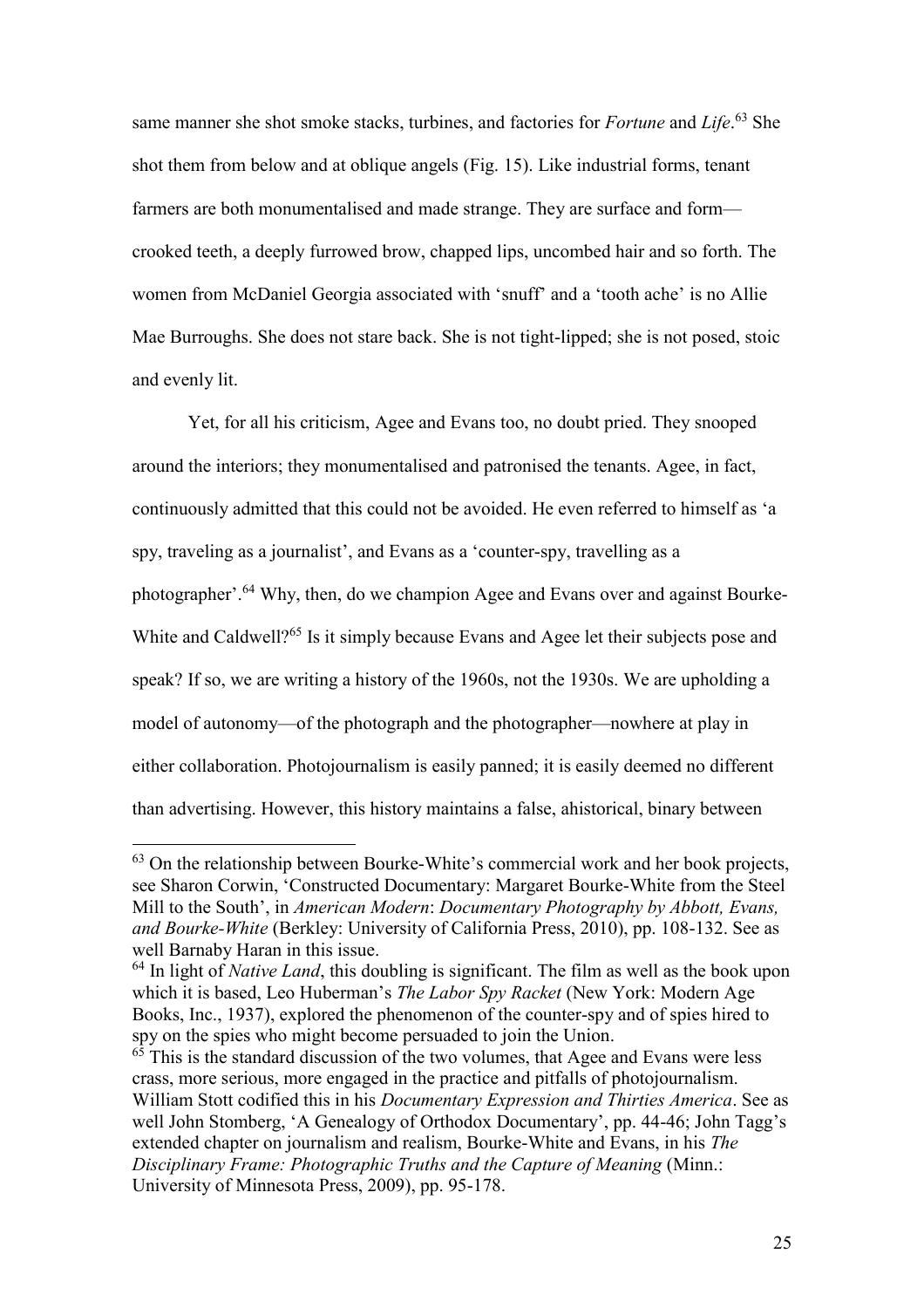same manner she shot smoke stacks, turbines, and factories for *Fortune* and *Life*.[63] She shot them from below and at oblique angels (Fig. 15). Like industrial forms, tenant farmers are both monumentalised and made strange. They are surface and form—crooked teeth, a deeply furrowed brow, chapped lips, uncombed hair and so forth. The women from McDaniel Georgia associated with 'snuff' and a 'tooth ache' is no Allie Mae Burroughs. She does not stare back. She is not tight-lipped; she is not posed, stoic and evenly lit.

Yet, for all his criticism, Agee and Evans too, no doubt pried. They snooped around the interiors; they monumentalised and patronised the tenants. Agee, in fact, continuously admitted that this could not be avoided. He even referred to himself as 'a spy, traveling as a journalist', and Evans as a 'counter-spy, travelling as a photographer'.[64] Why, then, do we champion Agee and Evans over and against Bourke-White and Caldwell?[65] Is it simply because Evans and Agee let their subjects pose and speak? If so, we are writing a history of the 1960s, not the 1930s. We are upholding a model of autonomy—of the photograph and the photographer—nowhere at play in either collaboration. Photojournalism is easily panned; it is easily deemed no different than advertising. However, this history maintains a false, ahistorical, binary between

[63] On the relationship between Bourke-White's commercial work and her book projects, see Sharon Corwin, 'Constructed Documentary: Margaret Bourke-White from the Steel Mill to the South', in *American Modern*: *Documentary Photography by Abbott, Evans, and Bourke-White* (Berkley: University of California Press, 2010), pp. 108-132. See as well Barnaby Haran in this issue.

[64] In light of *Native Land*, this doubling is significant. The film as well as the book upon which it is based, Leo Huberman's *The Labor Spy Racket* (New York: Modern Age Books, Inc., 1937), explored the phenomenon of the counter-spy and of spies hired to spy on the spies who might become persuaded to join the Union.

[65] This is the standard discussion of the two volumes, that Agee and Evans were less crass, more serious, more engaged in the practice and pitfalls of photojournalism. William Stott codified this in his *Documentary Expression and Thirties America*. See as well John Stomberg, 'A Genealogy of Orthodox Documentary', pp. 44-46; John Tagg's extended chapter on journalism and realism, Bourke-White and Evans, in his *The Disciplinary Frame: Photographic Truths and the Capture of Meaning* (Minn.: University of Minnesota Press, 2009), pp. 95-178.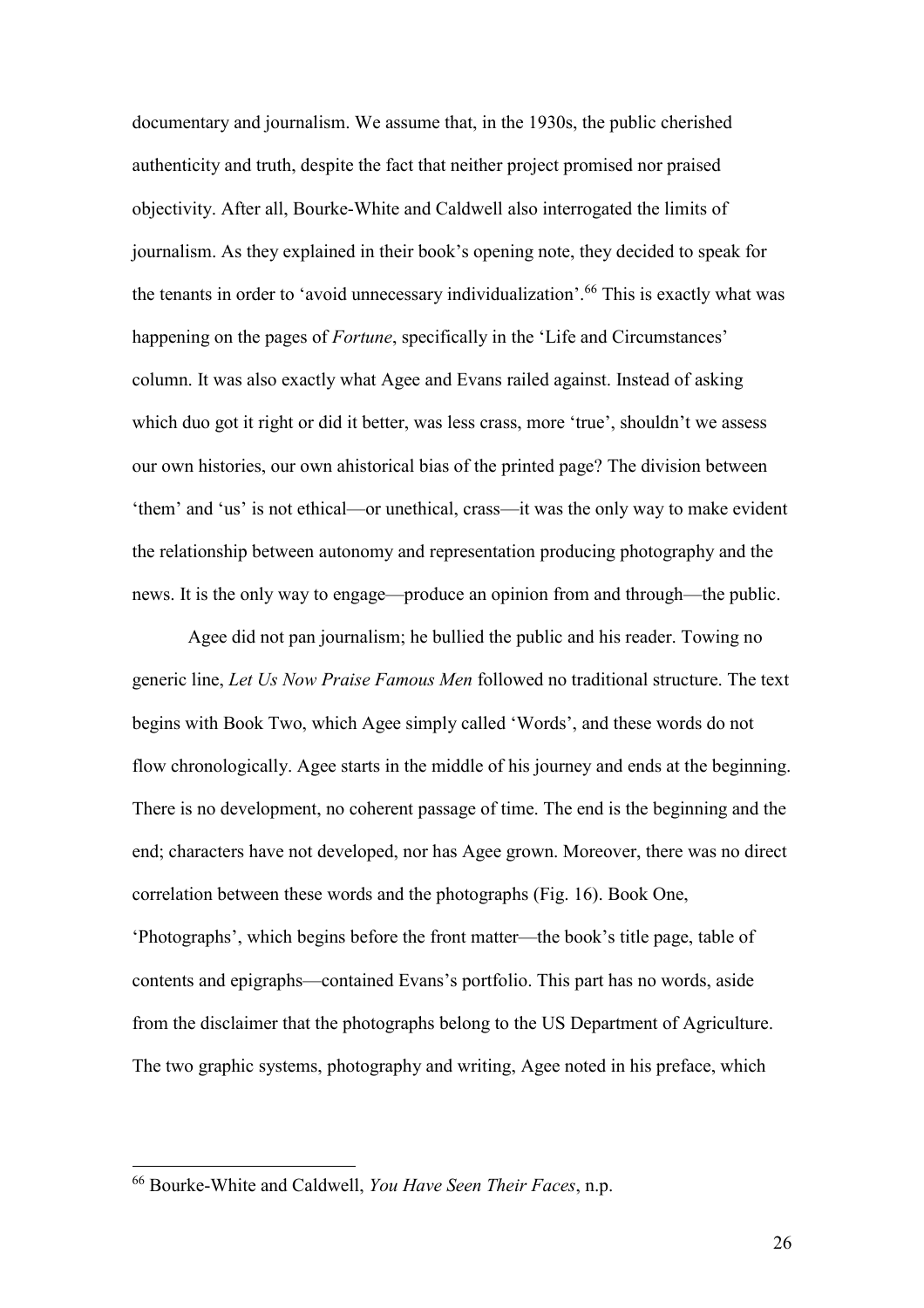documentary and journalism. We assume that, in the 1930s, the public cherished authenticity and truth, despite the fact that neither project promised nor praised objectivity. After all, Bourke-White and Caldwell also interrogated the limits of journalism. As they explained in their book's opening note, they decided to speak for the tenants in order to 'avoid unnecessary individualization'.[66] This is exactly what was happening on the pages of *Fortune*, specifically in the 'Life and Circumstances' column. It was also exactly what Agee and Evans railed against. Instead of asking which duo got it right or did it better, was less crass, more 'true', shouldn't we assess our own histories, our own ahistorical bias of the printed page? The division between 'them' and 'us' is not ethical—or unethical, crass—it was the only way to make evident the relationship between autonomy and representation producing photography and the news. It is the only way to engage—produce an opinion from and through—the public.

Agee did not pan journalism; he bullied the public and his reader. Towing no generic line, *Let Us Now Praise Famous Men* followed no traditional structure. The text begins with Book Two, which Agee simply called 'Words', and these words do not flow chronologically. Agee starts in the middle of his journey and ends at the beginning. There is no development, no coherent passage of time. The end is the beginning and the end; characters have not developed, nor has Agee grown. Moreover, there was no direct correlation between these words and the photographs (Fig. 16). Book One, 'Photographs', which begins before the front matter—the book's title page, table of contents and epigraphs—contained Evans's portfolio. This part has no words, aside from the disclaimer that the photographs belong to the US Department of Agriculture. The two graphic systems, photography and writing, Agee noted in his preface, which

---

[66] Bourke-White and Caldwell, *You Have Seen Their Faces*, n.p.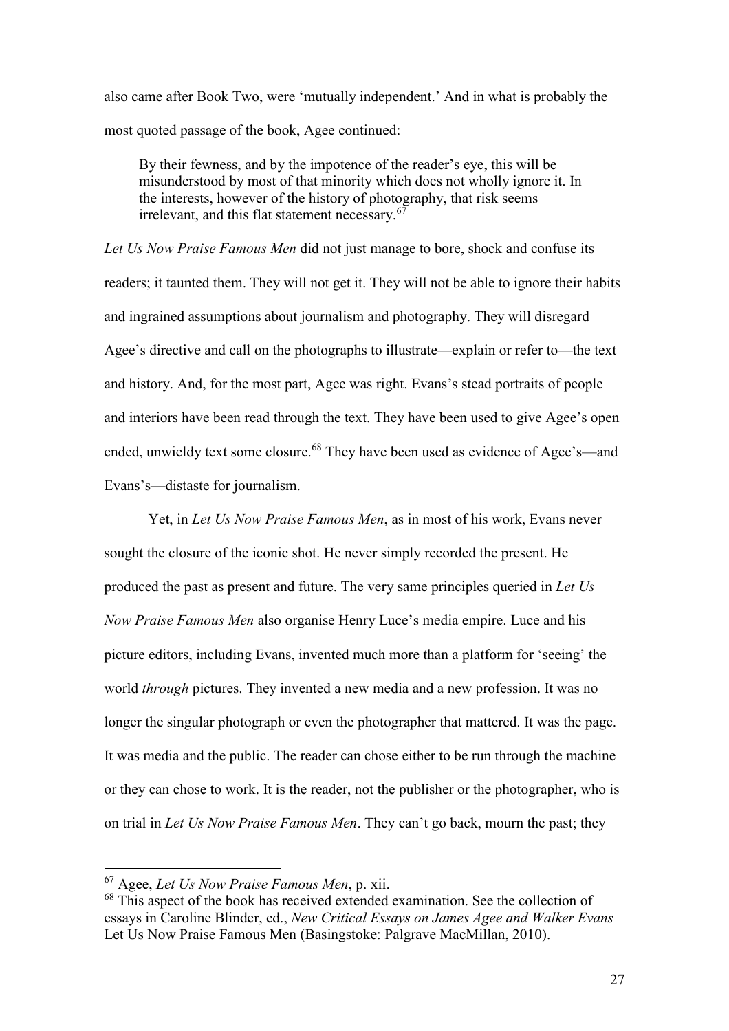also came after Book Two, were 'mutually independent.' And in what is probably the most quoted passage of the book, Agee continued:

> By their fewness, and by the impotence of the reader's eye, this will be misunderstood by most of that minority which does not wholly ignore it. In the interests, however of the history of photography, that risk seems irrelevant, and this flat statement necessary.[67]

*Let Us Now Praise Famous Men* did not just manage to bore, shock and confuse its readers; it taunted them. They will not get it. They will not be able to ignore their habits and ingrained assumptions about journalism and photography. They will disregard Agee's directive and call on the photographs to illustrate—explain or refer to—the text and history. And, for the most part, Agee was right. Evans's stead portraits of people and interiors have been read through the text. They have been used to give Agee's open ended, unwieldy text some closure.[68] They have been used as evidence of Agee's—and Evans's—distaste for journalism.

Yet, in *Let Us Now Praise Famous Men*, as in most of his work, Evans never sought the closure of the iconic shot. He never simply recorded the present. He produced the past as present and future. The very same principles queried in *Let Us Now Praise Famous Men* also organise Henry Luce's media empire. Luce and his picture editors, including Evans, invented much more than a platform for 'seeing' the world *through* pictures. They invented a new media and a new profession. It was no longer the singular photograph or even the photographer that mattered. It was the page. It was media and the public. The reader can chose either to be run through the machine or they can chose to work. It is the reader, not the publisher or the photographer, who is on trial in *Let Us Now Praise Famous Men*. They can't go back, mourn the past; they

---

[67] Agee, *Let Us Now Praise Famous Men*, p. xii.

[68] This aspect of the book has received extended examination. See the collection of essays in Caroline Blinder, ed., *New Critical Essays on James Agee and Walker Evans* Let Us Now Praise Famous Men (Basingstoke: Palgrave MacMillan, 2010).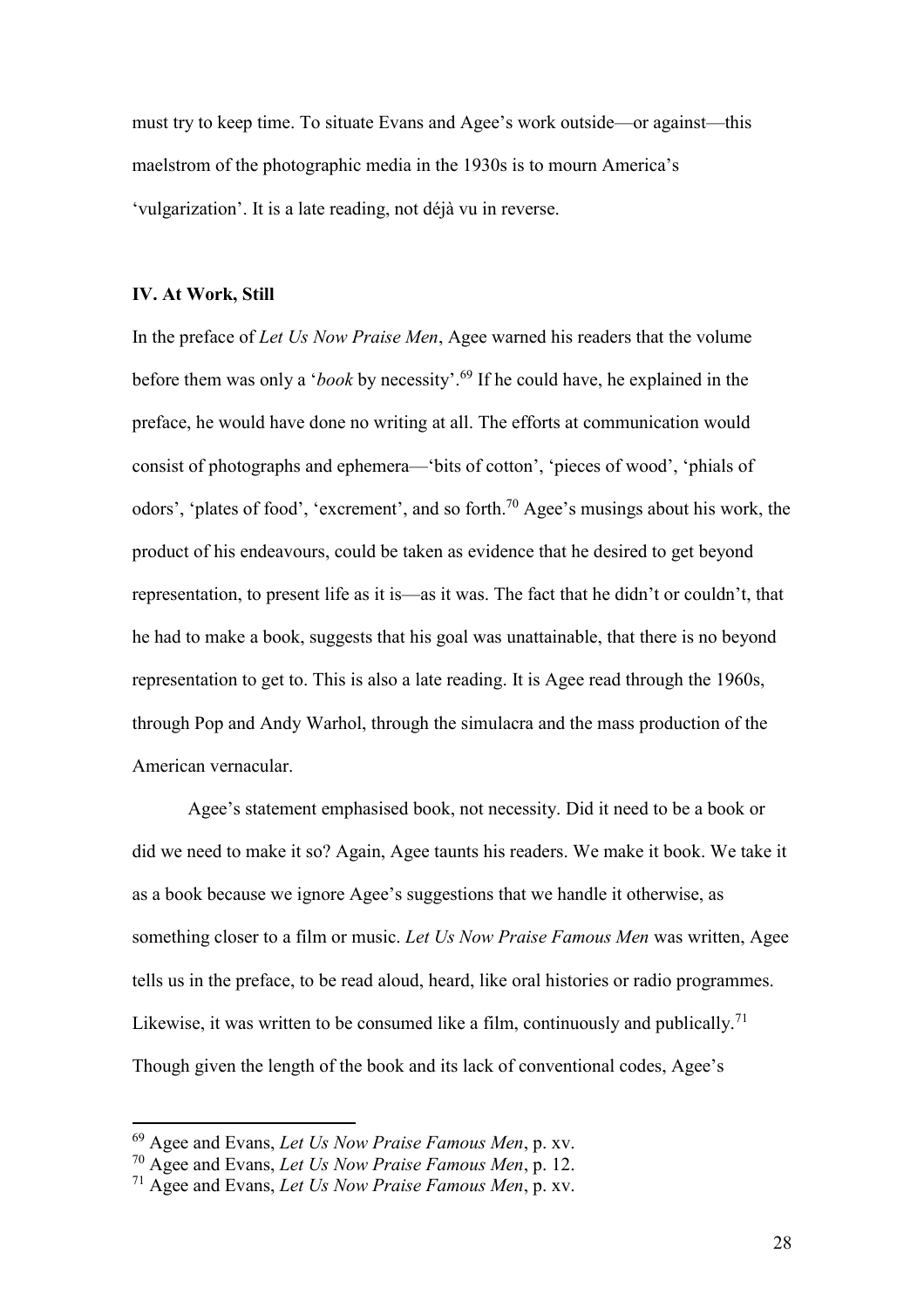must try to keep time. To situate Evans and Agee's work outside—or against—this maelstrom of the photographic media in the 1930s is to mourn America's 'vulgarization'. It is a late reading, not déjà vu in reverse.

### IV. At Work, Still

In the preface of *Let Us Now Praise Men*, Agee warned his readers that the volume before them was only a '*book* by necessity'.[69] If he could have, he explained in the preface, he would have done no writing at all. The efforts at communication would consist of photographs and ephemera—'bits of cotton', 'pieces of wood', 'phials of odors', 'plates of food', 'excrement', and so forth.[70] Agee's musings about his work, the product of his endeavours, could be taken as evidence that he desired to get beyond representation, to present life as it is—as it was. The fact that he didn't or couldn't, that he had to make a book, suggests that his goal was unattainable, that there is no beyond representation to get to. This is also a late reading. It is Agee read through the 1960s, through Pop and Andy Warhol, through the simulacra and the mass production of the American vernacular.

Agee's statement emphasised book, not necessity. Did it need to be a book or did we need to make it so? Again, Agee taunts his readers. We make it book. We take it as a book because we ignore Agee's suggestions that we handle it otherwise, as something closer to a film or music. *Let Us Now Praise Famous Men* was written, Agee tells us in the preface, to be read aloud, heard, like oral histories or radio programmes. Likewise, it was written to be consumed like a film, continuously and publically.[71] Though given the length of the book and its lack of conventional codes, Agee's

---

[69] Agee and Evans, *Let Us Now Praise Famous Men*, p. xv.

[70] Agee and Evans, *Let Us Now Praise Famous Men*, p. 12.

[71] Agee and Evans, *Let Us Now Praise Famous Men*, p. xv.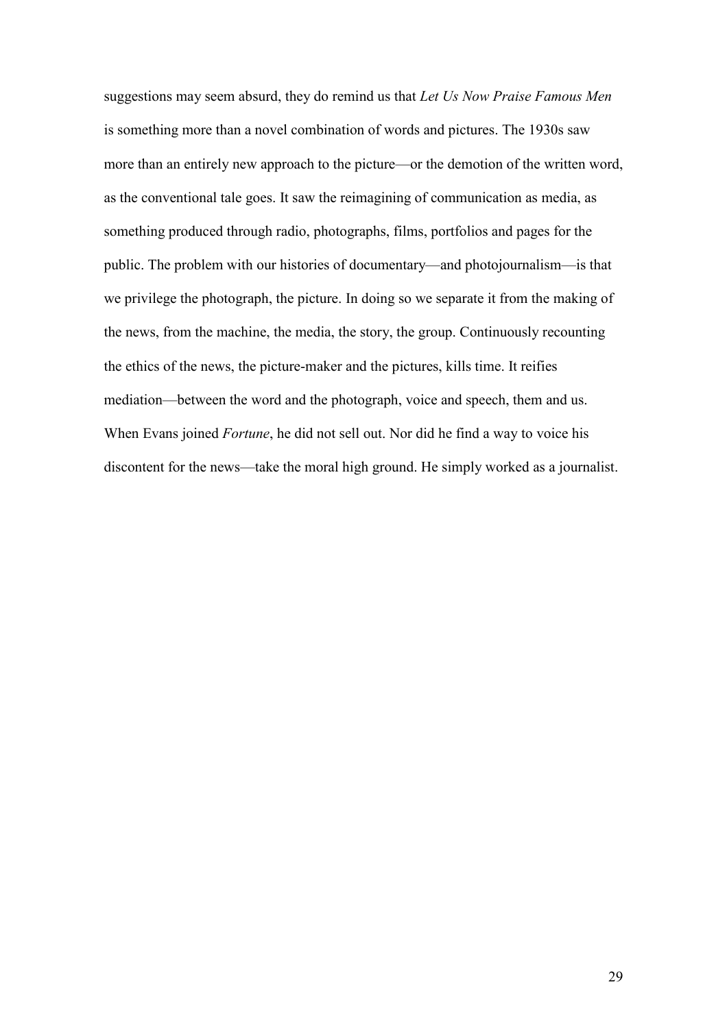suggestions may seem absurd, they do remind us that *Let Us Now Praise Famous Men* is something more than a novel combination of words and pictures. The 1930s saw more than an entirely new approach to the picture—or the demotion of the written word, as the conventional tale goes. It saw the reimagining of communication as media, as something produced through radio, photographs, films, portfolios and pages for the public. The problem with our histories of documentary—and photojournalism—is that we privilege the photograph, the picture. In doing so we separate it from the making of the news, from the machine, the media, the story, the group. Continuously recounting the ethics of the news, the picture-maker and the pictures, kills time. It reifies mediation—between the word and the photograph, voice and speech, them and us. When Evans joined *Fortune*, he did not sell out. Nor did he find a way to voice his discontent for the news—take the moral high ground. He simply worked as a journalist.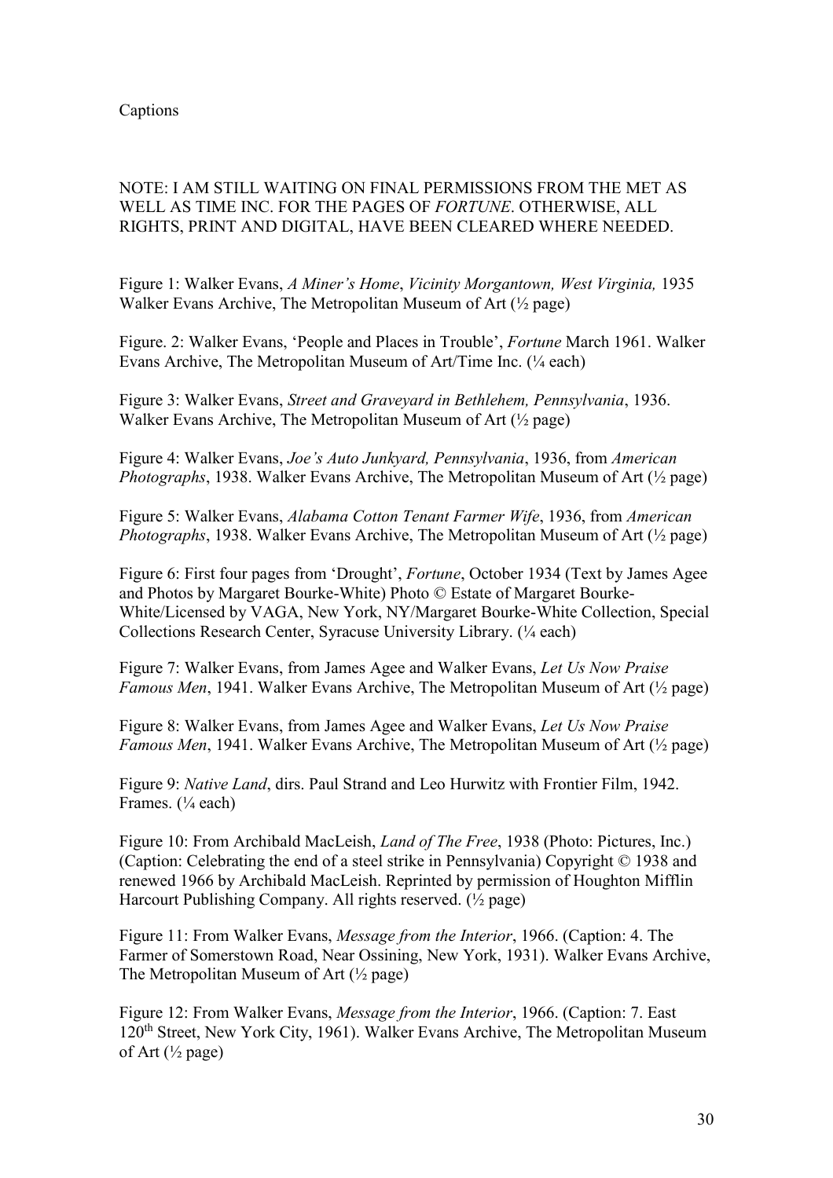Captions

NOTE: I AM STILL WAITING ON FINAL PERMISSIONS FROM THE MET AS WELL AS TIME INC. FOR THE PAGES OF *FORTUNE*. OTHERWISE, ALL RIGHTS, PRINT AND DIGITAL, HAVE BEEN CLEARED WHERE NEEDED.

Figure 1: Walker Evans, *A Miner's Home*, *Vicinity Morgantown, West Virginia,* 1935 Walker Evans Archive, The Metropolitan Museum of Art (½ page)

Figure. 2: Walker Evans, 'People and Places in Trouble', *Fortune* March 1961. Walker Evans Archive, The Metropolitan Museum of Art/Time Inc. (¼ each)

Figure 3: Walker Evans, *Street and Graveyard in Bethlehem, Pennsylvania*, 1936. Walker Evans Archive, The Metropolitan Museum of Art (½ page)

Figure 4: Walker Evans, *Joe's Auto Junkyard, Pennsylvania*, 1936, from *American Photographs*, 1938. Walker Evans Archive, The Metropolitan Museum of Art (½ page)

Figure 5: Walker Evans, *Alabama Cotton Tenant Farmer Wife*, 1936, from *American Photographs*, 1938. Walker Evans Archive, The Metropolitan Museum of Art (½ page)

Figure 6: First four pages from 'Drought', *Fortune*, October 1934 (Text by James Agee and Photos by Margaret Bourke-White) Photo © Estate of Margaret Bourke-White/Licensed by VAGA, New York, NY/Margaret Bourke-White Collection, Special Collections Research Center, Syracuse University Library. (¼ each)

Figure 7: Walker Evans, from James Agee and Walker Evans, *Let Us Now Praise Famous Men*, 1941. Walker Evans Archive, The Metropolitan Museum of Art (½ page)

Figure 8: Walker Evans, from James Agee and Walker Evans, *Let Us Now Praise Famous Men*, 1941. Walker Evans Archive, The Metropolitan Museum of Art (½ page)

Figure 9: *Native Land*, dirs. Paul Strand and Leo Hurwitz with Frontier Film, 1942. Frames. (¼ each)

Figure 10: From Archibald MacLeish, *Land of The Free*, 1938 (Photo: Pictures, Inc.) (Caption: Celebrating the end of a steel strike in Pennsylvania) Copyright © 1938 and renewed 1966 by Archibald MacLeish. Reprinted by permission of Houghton Mifflin Harcourt Publishing Company. All rights reserved. (½ page)

Figure 11: From Walker Evans, *Message from the Interior*, 1966. (Caption: 4. The Farmer of Somerstown Road, Near Ossining, New York, 1931). Walker Evans Archive, The Metropolitan Museum of Art (½ page)

Figure 12: From Walker Evans, *Message from the Interior*, 1966. (Caption: 7. East 120th Street, New York City, 1961). Walker Evans Archive, The Metropolitan Museum of Art (½ page)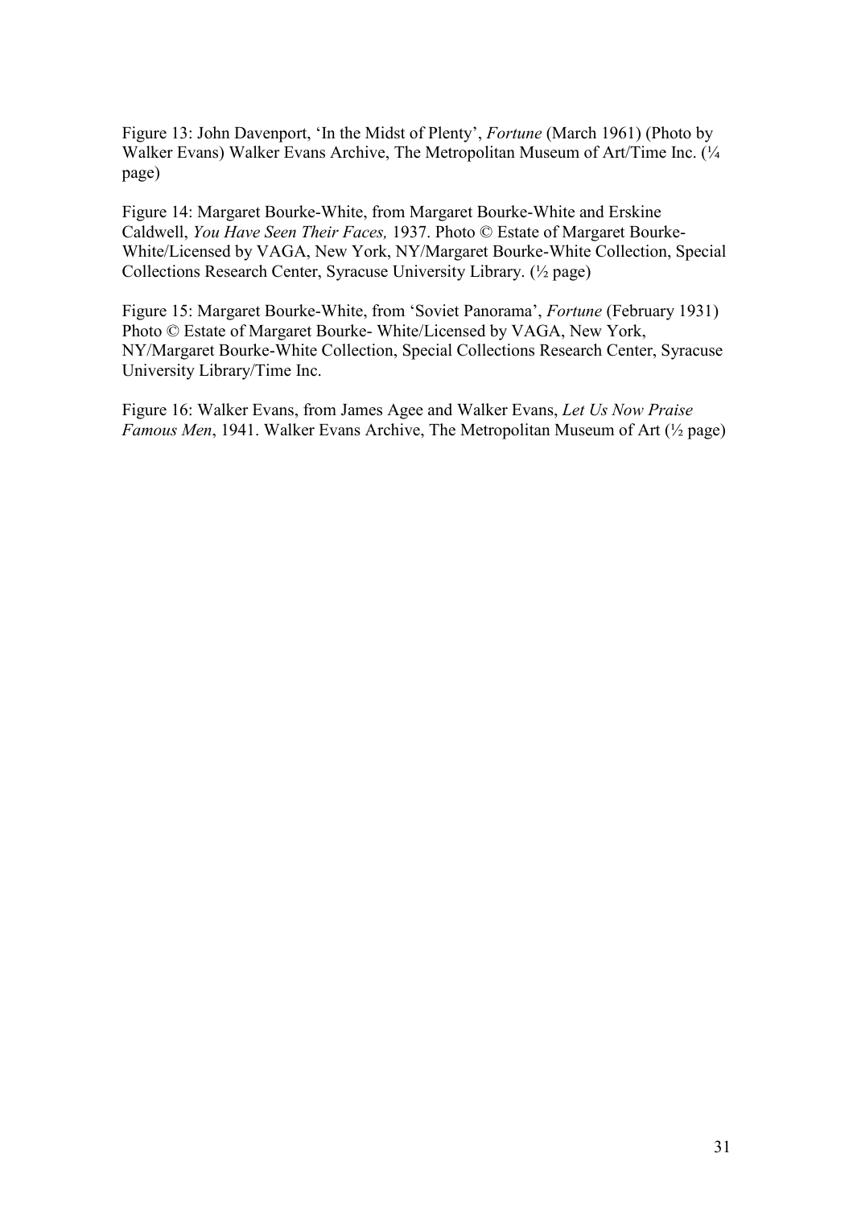Figure 13: John Davenport, 'In the Midst of Plenty', *Fortune* (March 1961) (Photo by Walker Evans) Walker Evans Archive, The Metropolitan Museum of Art/Time Inc. (¼ page)

Figure 14: Margaret Bourke-White, from Margaret Bourke-White and Erskine Caldwell, *You Have Seen Their Faces,* 1937. Photo © Estate of Margaret Bourke-White/Licensed by VAGA, New York, NY/Margaret Bourke-White Collection, Special Collections Research Center, Syracuse University Library. (½ page)

Figure 15: Margaret Bourke-White, from 'Soviet Panorama', *Fortune* (February 1931) Photo © Estate of Margaret Bourke- White/Licensed by VAGA, New York, NY/Margaret Bourke-White Collection, Special Collections Research Center, Syracuse University Library/Time Inc.

Figure 16: Walker Evans, from James Agee and Walker Evans, *Let Us Now Praise Famous Men*, 1941. Walker Evans Archive, The Metropolitan Museum of Art (½ page)